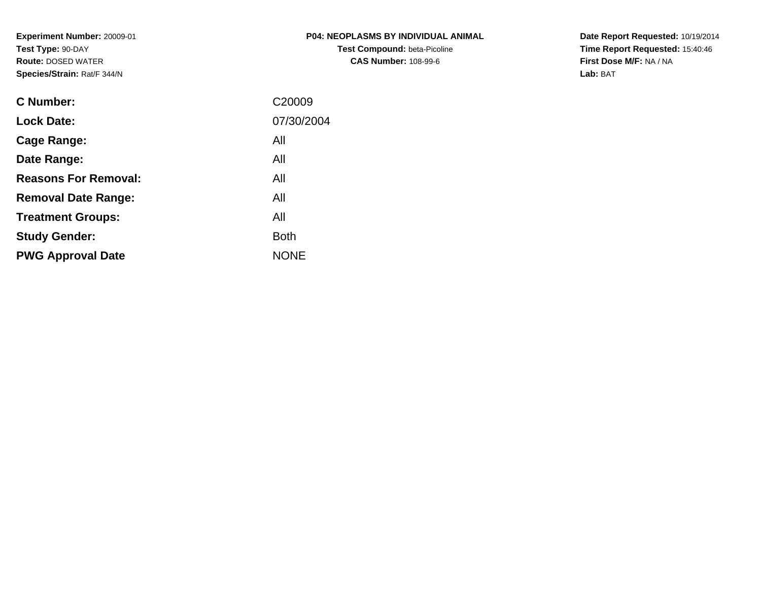**Experiment Number:** 20009-01
**Test Type:** 90-DAY
**Route:** DOSED WATER
**Species/Strain:** Rat/F 344/N

**P04: NEOPLASMS BY INDIVIDUAL ANIMAL**
**Test Compound:** beta-Picoline
**CAS Number:** 108-99-6

**Date Report Requested:** 10/19/2014
**Time Report Requested:** 15:40:46
**First Dose M/F:** NA / NA
**Lab:** BAT

| | |
|---|---|
| **C Number:** | C20009 |
| **Lock Date:** | 07/30/2004 |
| **Cage Range:** | All |
| **Date Range:** | All |
| **Reasons For Removal:** | All |
| **Removal Date Range:** | All |
| **Treatment Groups:** | All |
| **Study Gender:** | Both |
| **PWG Approval Date** | NONE |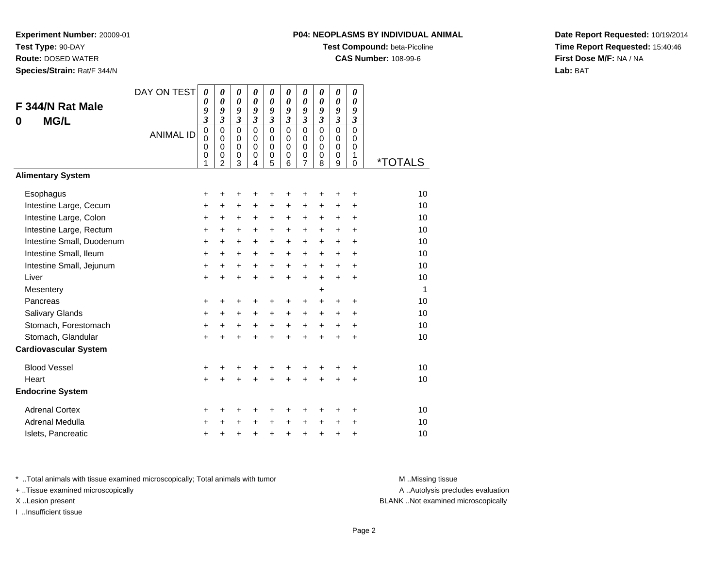**Experiment Number:** 20009-01
**Test Type:** 90-DAY
**Route:** DOSED WATER
**Species/Strain:** Rat/F 344/N

**P04: NEOPLASMS BY INDIVIDUAL ANIMAL**
**Test Compound:** beta-Picoline
**CAS Number:** 108-99-6

**Date Report Requested:** 10/19/2014
**Time Report Requested:** 15:40:46
**First Dose M/F:** NA / NA
**Lab:** BAT

## F 344/N Rat Male
## 0 MG/L

| DAY ON TEST | 0093 | 0093 | 0093 | 0093 | 0093 | 0093 | 0093 | 0093 | 0093 | 0093 | |
|---|---|---|---|---|---|---|---|---|---|---|---|
| ANIMAL ID | 00001 | 00002 | 00003 | 00004 | 00005 | 00006 | 00007 | 00008 | 00009 | 00010 | *TOTALS |
| **Alimentary System** | | | | | | | | | | | |
| Esophagus | + | + | + | + | + | + | + | + | + | + | 10 |
| Intestine Large, Cecum | + | + | + | + | + | + | + | + | + | + | 10 |
| Intestine Large, Colon | + | + | + | + | + | + | + | + | + | + | 10 |
| Intestine Large, Rectum | + | + | + | + | + | + | + | + | + | + | 10 |
| Intestine Small, Duodenum | + | + | + | + | + | + | + | + | + | + | 10 |
| Intestine Small, Ileum | + | + | + | + | + | + | + | + | + | + | 10 |
| Intestine Small, Jejunum | + | + | + | + | + | + | + | + | + | + | 10 |
| Liver | + | + | + | + | + | + | + | + | + | + | 10 |
| Mesentery | | | | | | | | + | | | 1 |
| Pancreas | + | + | + | + | + | + | + | + | + | + | 10 |
| Salivary Glands | + | + | + | + | + | + | + | + | + | + | 10 |
| Stomach, Forestomach | + | + | + | + | + | + | + | + | + | + | 10 |
| Stomach, Glandular | + | + | + | + | + | + | + | + | + | + | 10 |
| **Cardiovascular System** | | | | | | | | | | | |
| Blood Vessel | + | + | + | + | + | + | + | + | + | + | 10 |
| Heart | + | + | + | + | + | + | + | + | + | + | 10 |
| **Endocrine System** | | | | | | | | | | | |
| Adrenal Cortex | + | + | + | + | + | + | + | + | + | + | 10 |
| Adrenal Medulla | + | + | + | + | + | + | + | + | + | + | 10 |
| Islets, Pancreatic | + | + | + | + | + | + | + | + | + | + | 10 |

\* ..Total animals with tissue examined microscopically; Total animals with tumor
+ ..Tissue examined microscopically
X ..Lesion present
I ..Insufficient tissue

M ..Missing tissue
A ..Autolysis precludes evaluation
BLANK ..Not examined microscopically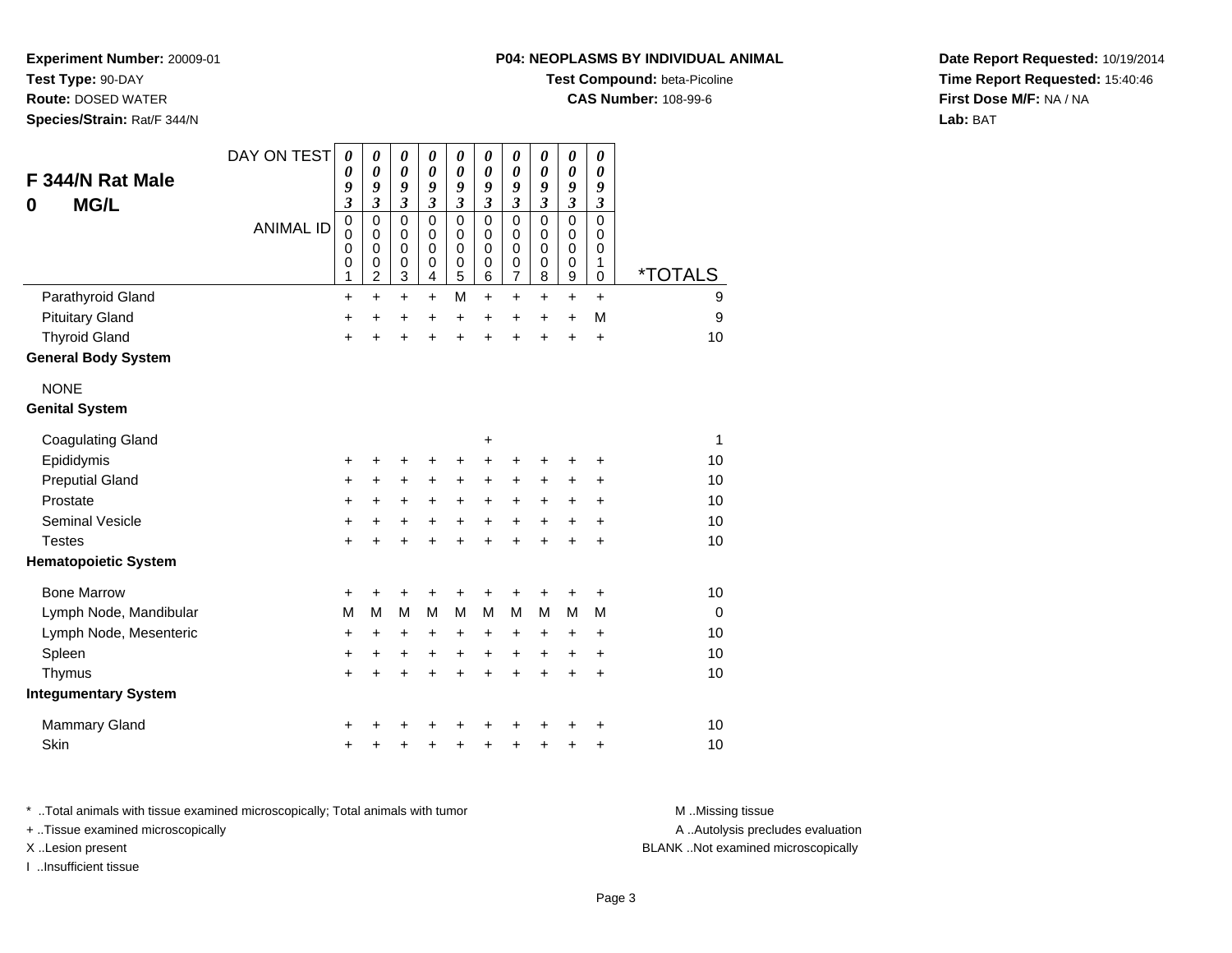**Experiment Number:** 20009-01
**Test Type:** 90-DAY
**Route:** DOSED WATER
**Species/Strain:** Rat/F 344/N

**P04: NEOPLASMS BY INDIVIDUAL ANIMAL**
**Test Compound:** beta-Picoline
**CAS Number:** 108-99-6

**Date Report Requested:** 10/19/2014
**Time Report Requested:** 15:40:46
**First Dose M/F:** NA / NA
**Lab:** BAT

## F 344/N Rat Male
## 0 MG/L

| DAY ON TEST | 0093 | 0093 | 0093 | 0093 | 0093 | 0093 | 0093 | 0093 | 0093 | 0093 | |
|---|---|---|---|---|---|---|---|---|---|---|---|
| **ANIMAL ID** | 00001 | 00002 | 00003 | 00004 | 00005 | 00006 | 00007 | 00008 | 00009 | 00010 | ***TOTALS** |
| Parathyroid Gland | + | + | + | + | M | + | + | + | + | + | 9 |
| Pituitary Gland | + | + | + | + | + | + | + | + | + | M | 9 |
| Thyroid Gland | + | + | + | + | + | + | + | + | + | + | 10 |
| **General Body System** | | | | | | | | | | | |
| NONE | | | | | | | | | | | |
| **Genital System** | | | | | | | | | | | |
| Coagulating Gland | | | | | | + | | | | | 1 |
| Epididymis | + | + | + | + | + | + | + | + | + | + | 10 |
| Preputial Gland | + | + | + | + | + | + | + | + | + | + | 10 |
| Prostate | + | + | + | + | + | + | + | + | + | + | 10 |
| Seminal Vesicle | + | + | + | + | + | + | + | + | + | + | 10 |
| Testes | + | + | + | + | + | + | + | + | + | + | 10 |
| **Hematopoietic System** | | | | | | | | | | | |
| Bone Marrow | + | + | + | + | + | + | + | + | + | + | 10 |
| Lymph Node, Mandibular | M | M | M | M | M | M | M | M | M | M | 0 |
| Lymph Node, Mesenteric | + | + | + | + | + | + | + | + | + | + | 10 |
| Spleen | + | + | + | + | + | + | + | + | + | + | 10 |
| Thymus | + | + | + | + | + | + | + | + | + | + | 10 |
| **Integumentary System** | | | | | | | | | | | |
| Mammary Gland | + | + | + | + | + | + | + | + | + | + | 10 |
| Skin | + | + | + | + | + | + | + | + | + | + | 10 |

\* ..Total animals with tissue examined microscopically; Total animals with tumor
\+ ..Tissue examined microscopically
X ..Lesion present
I ..Insufficient tissue

M ..Missing tissue
A ..Autolysis precludes evaluation
BLANK ..Not examined microscopically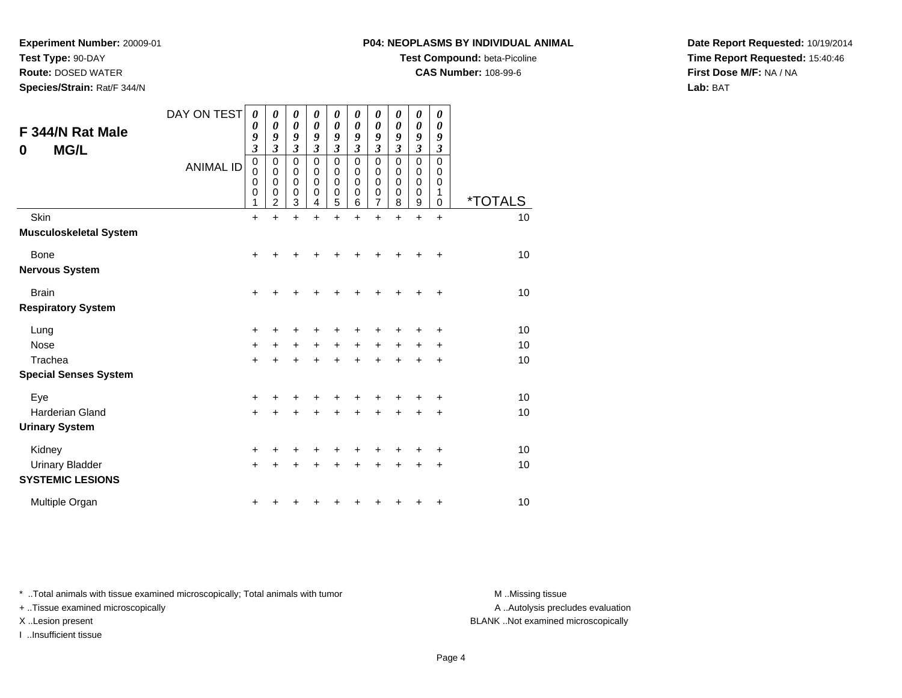**Experiment Number:** 20009-01
**Test Type:** 90-DAY
**Route:** DOSED WATER
**Species/Strain:** Rat/F 344/N

**P04: NEOPLASMS BY INDIVIDUAL ANIMAL**
**Test Compound:** beta-Picoline
**CAS Number:** 108-99-6

**Date Report Requested:** 10/19/2014
**Time Report Requested:** 15:40:46
**First Dose M/F:** NA / NA
**Lab:** BAT

## F 344/N Rat Male
## 0 MG/L

| DAY ON TEST | 0093 | 0093 | 0093 | 0093 | 0093 | 0093 | 0093 | 0093 | 0093 | 0093 | |
|---|---|---|---|---|---|---|---|---|---|---|---|
| ANIMAL ID | 00001 | 00002 | 00003 | 00004 | 00005 | 00006 | 00007 | 00008 | 00009 | 00010 | *TOTALS |
| Skin | + | + | + | + | + | + | + | + | + | + | 10 |
| **Musculoskeletal System** | | | | | | | | | | | |
| Bone | + | + | + | + | + | + | + | + | + | + | 10 |
| **Nervous System** | | | | | | | | | | | |
| Brain | + | + | + | + | + | + | + | + | + | + | 10 |
| **Respiratory System** | | | | | | | | | | | |
| Lung | + | + | + | + | + | + | + | + | + | + | 10 |
| Nose | + | + | + | + | + | + | + | + | + | + | 10 |
| Trachea | + | + | + | + | + | + | + | + | + | + | 10 |
| **Special Senses System** | | | | | | | | | | | |
| Eye | + | + | + | + | + | + | + | + | + | + | 10 |
| Harderian Gland | + | + | + | + | + | + | + | + | + | + | 10 |
| **Urinary System** | | | | | | | | | | | |
| Kidney | + | + | + | + | + | + | + | + | + | + | 10 |
| Urinary Bladder | + | + | + | + | + | + | + | + | + | + | 10 |
| **SYSTEMIC LESIONS** | | | | | | | | | | | |
| Multiple Organ | + | + | + | + | + | + | + | + | + | + | 10 |

* ..Total animals with tissue examined microscopically; Total animals with tumor
+ ..Tissue examined microscopically
X ..Lesion present
I ..Insufficient tissue

M ..Missing tissue
A ..Autolysis precludes evaluation
BLANK ..Not examined microscopically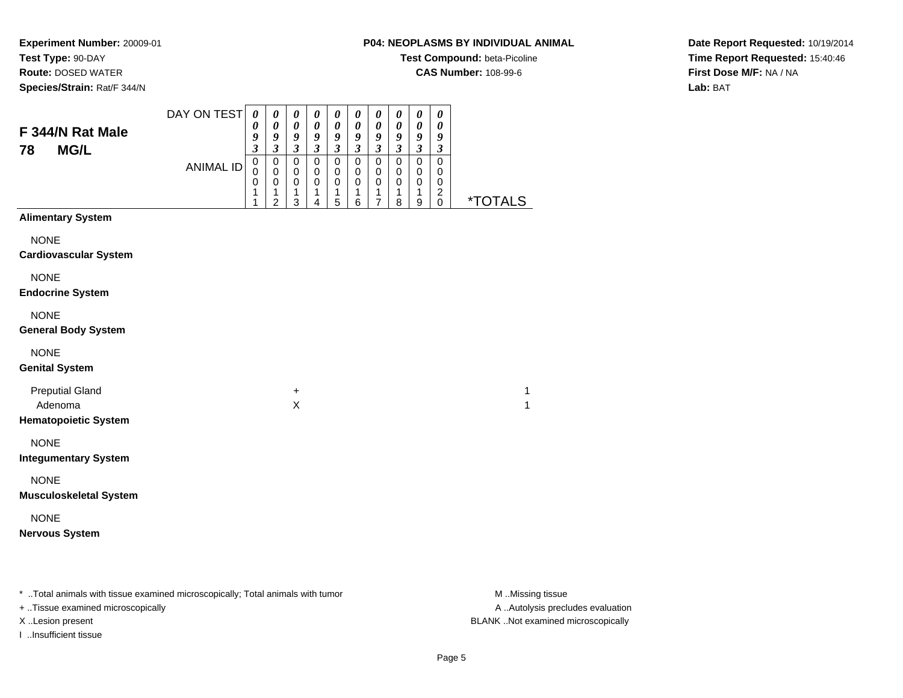**Experiment Number:** 20009-01
**Test Type:** 90-DAY
**Route:** DOSED WATER
**Species/Strain:** Rat/F 344/N

**P04: NEOPLASMS BY INDIVIDUAL ANIMAL**
**Test Compound:** beta-Picoline
**CAS Number:** 108-99-6

**Date Report Requested:** 10/19/2014
**Time Report Requested:** 15:40:46
**First Dose M/F:** NA / NA
**Lab:** BAT

## F 344/N Rat Male
## 78 MG/L

| DAY ON TEST | 0093 | 0093 | 0093 | 0093 | 0093 | 0093 | 0093 | 0093 | 0093 | 0093 | |
|---|---|---|---|---|---|---|---|---|---|---|---|
| ANIMAL ID | 00011 | 00012 | 00013 | 00014 | 00015 | 00016 | 00017 | 00018 | 00019 | 00020 | *TOTALS |
| **Alimentary System** | | | | | | | | | | | |
| NONE | | | | | | | | | | | |
| **Cardiovascular System** | | | | | | | | | | | |
| NONE | | | | | | | | | | | |
| **Endocrine System** | | | | | | | | | | | |
| NONE | | | | | | | | | | | |
| **General Body System** | | | | | | | | | | | |
| NONE | | | | | | | | | | | |
| **Genital System** | | | | | | | | | | | |
| Preputial Gland | | | + | | | | | | | | 1 |
| Adenoma | | | X | | | | | | | | 1 |
| **Hematopoietic System** | | | | | | | | | | | |
| NONE | | | | | | | | | | | |
| **Integumentary System** | | | | | | | | | | | |
| NONE | | | | | | | | | | | |
| **Musculoskeletal System** | | | | | | | | | | | |
| NONE | | | | | | | | | | | |
| **Nervous System** | | | | | | | | | | | |

* ..Total animals with tissue examined microscopically; Total animals with tumor
+ ..Tissue examined microscopically
X ..Lesion present
I ..Insufficient tissue

M ..Missing tissue
A ..Autolysis precludes evaluation
BLANK ..Not examined microscopically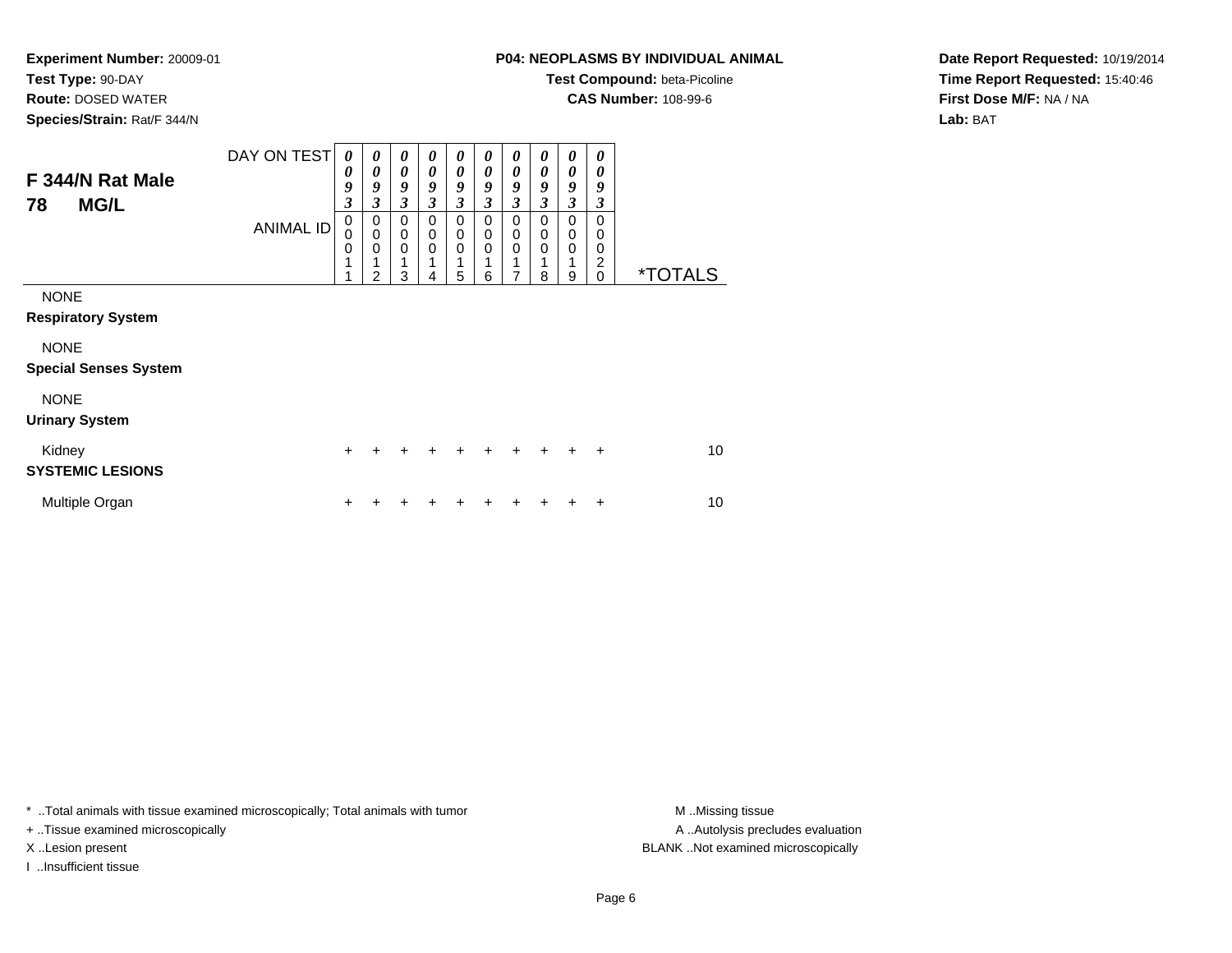**Experiment Number:** 20009-01
**Test Type:** 90-DAY
**Route:** DOSED WATER
**Species/Strain:** Rat/F 344/N

**P04: NEOPLASMS BY INDIVIDUAL ANIMAL**
**Test Compound:** beta-Picoline
**CAS Number:** 108-99-6

**Date Report Requested:** 10/19/2014
**Time Report Requested:** 15:40:46
**First Dose M/F:** NA / NA
**Lab:** BAT

## F 344/N Rat Male
## 78 MG/L

| DAY ON TEST | 0093 | 0093 | 0093 | 0093 | 0093 | 0093 | 0093 | 0093 | 0093 | 0093 | |
|---|---|---|---|---|---|---|---|---|---|---|---|
| **ANIMAL ID** | 00011 | 00012 | 00013 | 00014 | 00015 | 00016 | 00017 | 00018 | 00019 | 00020 | ***TOTALS** |
| NONE | | | | | | | | | | | |
| **Respiratory System** | | | | | | | | | | | |
| NONE | | | | | | | | | | | |
| **Special Senses System** | | | | | | | | | | | |
| NONE | | | | | | | | | | | |
| **Urinary System** | | | | | | | | | | | |
| Kidney | + | + | + | + | + | + | + | + | + | + | 10 |
| **SYSTEMIC LESIONS** | | | | | | | | | | | |
| Multiple Organ | + | + | + | + | + | + | + | + | + | + | 10 |

* ..Total animals with tissue examined microscopically; Total animals with tumor
+ ..Tissue examined microscopically
X ..Lesion present
I ..Insufficient tissue

M ..Missing tissue
A ..Autolysis precludes evaluation
BLANK ..Not examined microscopically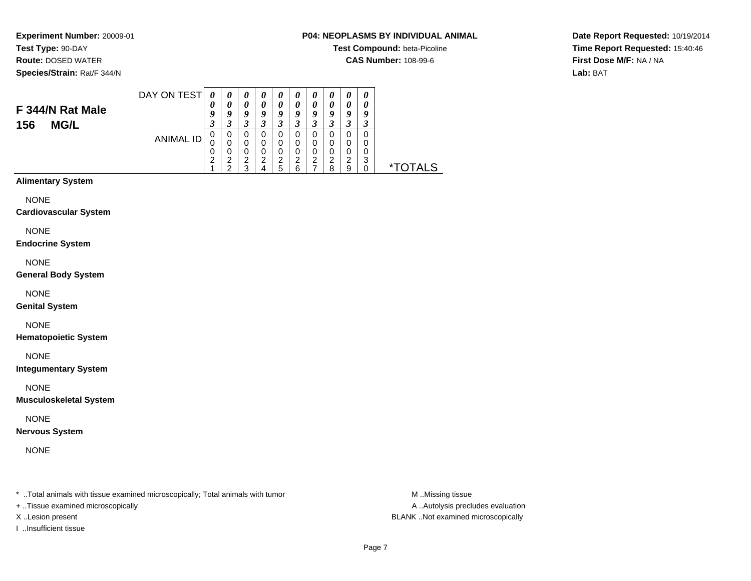**Experiment Number:** 20009-01
**Test Type:** 90-DAY
**Route:** DOSED WATER
**Species/Strain:** Rat/F 344/N

**P04: NEOPLASMS BY INDIVIDUAL ANIMAL**
**Test Compound:** beta-Picoline
**CAS Number:** 108-99-6

**Date Report Requested:** 10/19/2014
**Time Report Requested:** 15:40:46
**First Dose M/F:** NA / NA
**Lab:** BAT

## F 344/N Rat Male
## 156 MG/L

| DAY ON TEST | 0093 | 0093 | 0093 | 0093 | 0093 | 0093 | 0093 | 0093 | 0093 | 0093 | |
|---|---|---|---|---|---|---|---|---|---|---|---|
| ANIMAL ID | 00021 | 00022 | 00023 | 00024 | 00025 | 00026 | 00027 | 00028 | 00029 | 00030 | *TOTALS |
| **Alimentary System** | | | | | | | | | | | |
| NONE | | | | | | | | | | | |
| **Cardiovascular System** | | | | | | | | | | | |
| NONE | | | | | | | | | | | |
| **Endocrine System** | | | | | | | | | | | |
| NONE | | | | | | | | | | | |
| **General Body System** | | | | | | | | | | | |
| NONE | | | | | | | | | | | |
| **Genital System** | | | | | | | | | | | |
| NONE | | | | | | | | | | | |
| **Hematopoietic System** | | | | | | | | | | | |
| NONE | | | | | | | | | | | |
| **Integumentary System** | | | | | | | | | | | |
| NONE | | | | | | | | | | | |
| **Musculoskeletal System** | | | | | | | | | | | |
| NONE | | | | | | | | | | | |
| **Nervous System** | | | | | | | | | | | |
| NONE | | | | | | | | | | | |

\* ..Total animals with tissue examined microscopically; Total animals with tumor
+ ..Tissue examined microscopically
X ..Lesion present
I ..Insufficient tissue

M ..Missing tissue
A ..Autolysis precludes evaluation
BLANK ..Not examined microscopically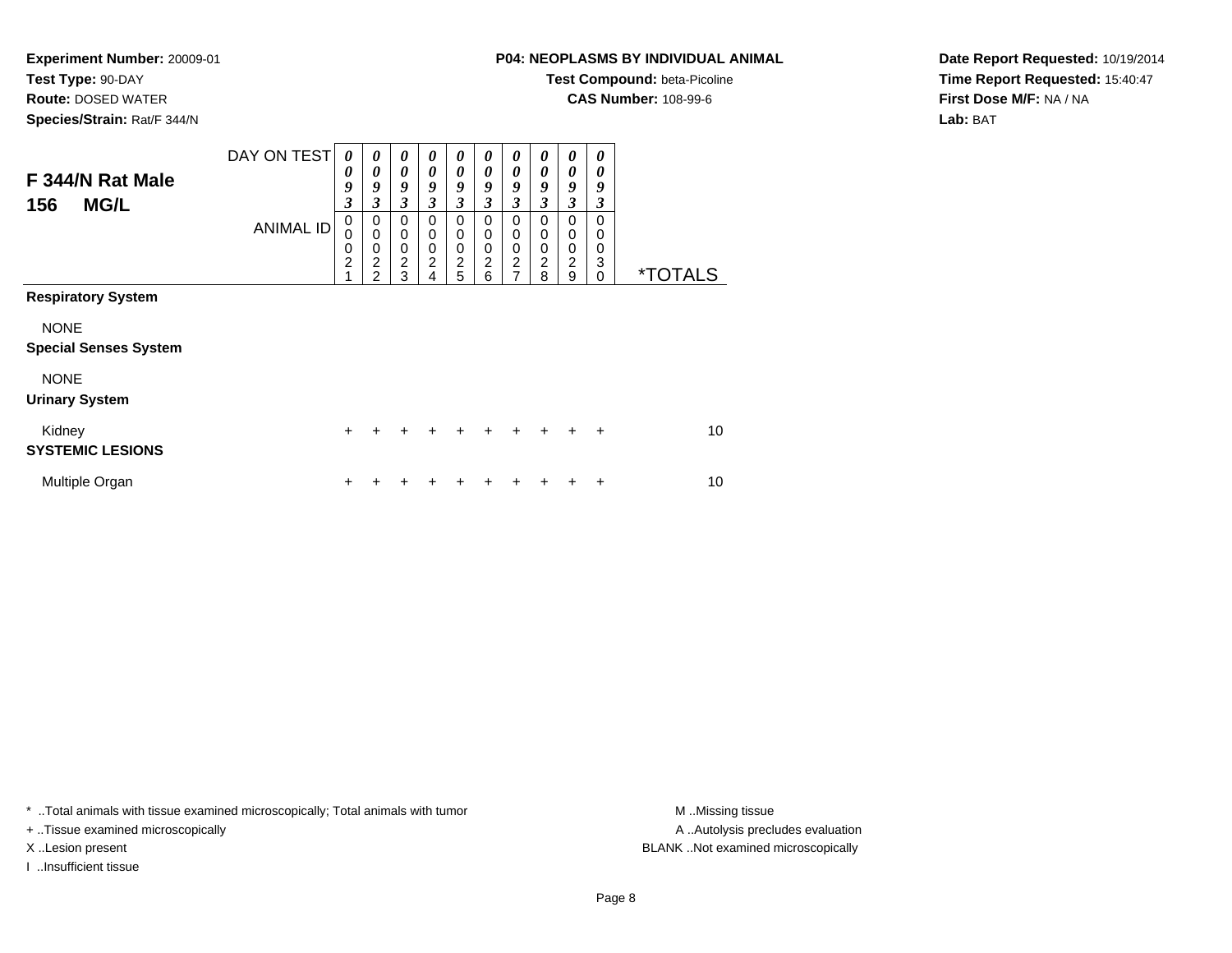**Experiment Number:** 20009-01
**Test Type:** 90-DAY
**Route:** DOSED WATER
**Species/Strain:** Rat/F 344/N

**P04: NEOPLASMS BY INDIVIDUAL ANIMAL**
**Test Compound:** beta-Picoline
**CAS Number:** 108-99-6

**Date Report Requested:** 10/19/2014
**Time Report Requested:** 15:40:47
**First Dose M/F:** NA / NA
**Lab:** BAT

## F 344/N Rat Male
## 156 MG/L

| DAY ON TEST | 0093 | 0093 | 0093 | 0093 | 0093 | 0093 | 0093 | 0093 | 0093 | 0093 | |
|---|---|---|---|---|---|---|---|---|---|---|---|
| ANIMAL ID | 00021 | 00022 | 00023 | 00024 | 00025 | 00026 | 00027 | 00028 | 00029 | 00030 | *TOTALS |
| **Respiratory System** | | | | | | | | | | | |
| NONE | | | | | | | | | | | |
| **Special Senses System** | | | | | | | | | | | |
| NONE | | | | | | | | | | | |
| **Urinary System** | | | | | | | | | | | |
| Kidney | + | + | + | + | + | + | + | + | + | + | 10 |
| **SYSTEMIC LESIONS** | | | | | | | | | | | |
| Multiple Organ | + | + | + | + | + | + | + | + | + | + | 10 |

* ..Total animals with tissue examined microscopically; Total animals with tumor
+ ..Tissue examined microscopically
X ..Lesion present
I ..Insufficient tissue

M ..Missing tissue
A ..Autolysis precludes evaluation
BLANK ..Not examined microscopically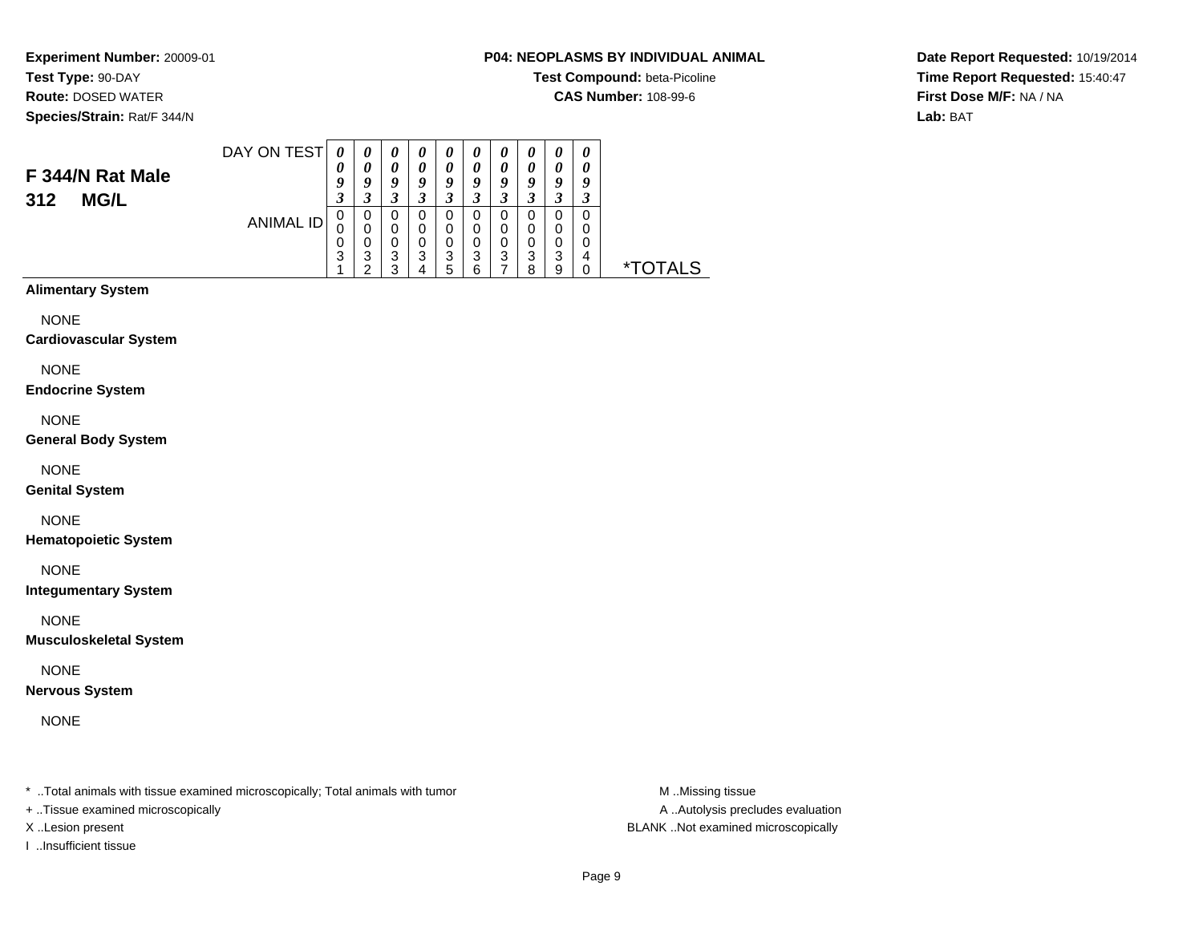**Experiment Number:** 20009-01
**Test Type:** 90-DAY
**Route:** DOSED WATER
**Species/Strain:** Rat/F 344/N

**P04: NEOPLASMS BY INDIVIDUAL ANIMAL**
**Test Compound:** beta-Picoline
**CAS Number:** 108-99-6

**Date Report Requested:** 10/19/2014
**Time Report Requested:** 15:40:47
**First Dose M/F:** NA / NA
**Lab:** BAT

## F 344/N Rat Male 312 MG/L

| DAY ON TEST | 0093 | 0093 | 0093 | 0093 | 0093 | 0093 | 0093 | 0093 | 0093 | 0093 | |
|---|---|---|---|---|---|---|---|---|---|---|---|
| ANIMAL ID | 00031 | 00032 | 00033 | 00034 | 00035 | 00036 | 00037 | 00038 | 00039 | 00040 | *TOTALS |
| **Alimentary System** | | | | | | | | | | | |
| NONE | | | | | | | | | | | |
| **Cardiovascular System** | | | | | | | | | | | |
| NONE | | | | | | | | | | | |
| **Endocrine System** | | | | | | | | | | | |
| NONE | | | | | | | | | | | |
| **General Body System** | | | | | | | | | | | |
| NONE | | | | | | | | | | | |
| **Genital System** | | | | | | | | | | | |
| NONE | | | | | | | | | | | |
| **Hematopoietic System** | | | | | | | | | | | |
| NONE | | | | | | | | | | | |
| **Integumentary System** | | | | | | | | | | | |
| NONE | | | | | | | | | | | |
| **Musculoskeletal System** | | | | | | | | | | | |
| NONE | | | | | | | | | | | |
| **Nervous System** | | | | | | | | | | | |
| NONE | | | | | | | | | | | |

* ..Total animals with tissue examined microscopically; Total animals with tumor
+ ..Tissue examined microscopically
X ..Lesion present
I ..Insufficient tissue

M ..Missing tissue
A ..Autolysis precludes evaluation
BLANK ..Not examined microscopically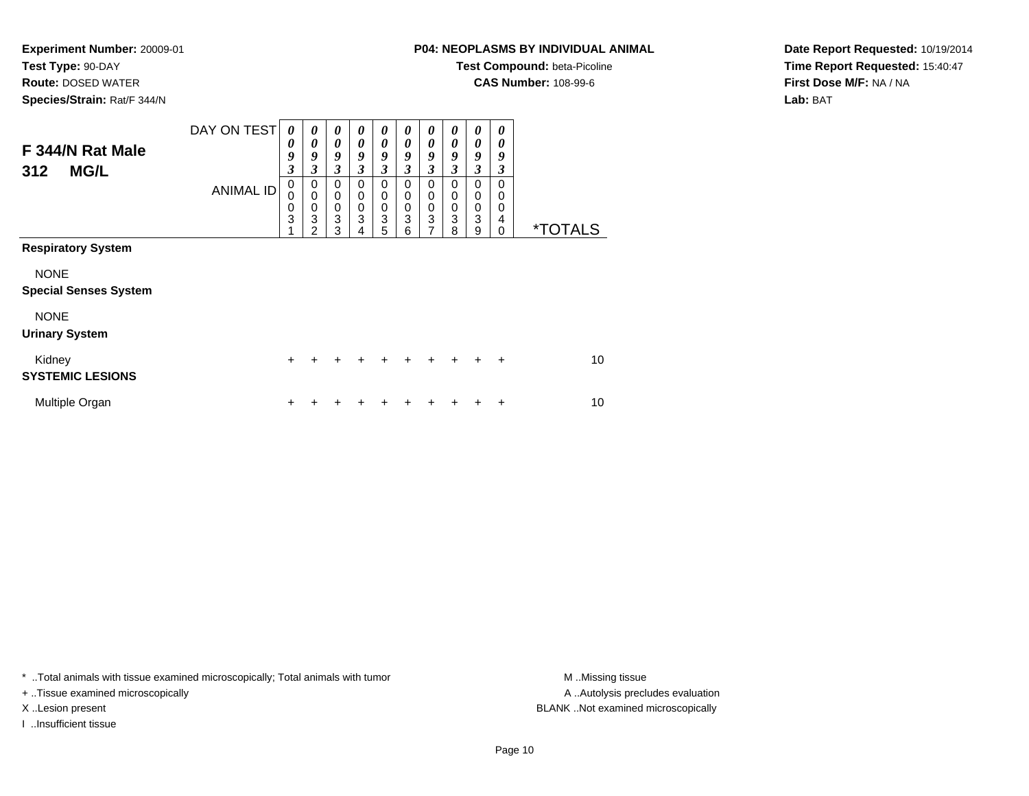**Experiment Number:** 20009-01
**Test Type:** 90-DAY
**Route:** DOSED WATER
**Species/Strain:** Rat/F 344/N

**P04: NEOPLASMS BY INDIVIDUAL ANIMAL**
**Test Compound:** beta-Picoline
**CAS Number:** 108-99-6

**Date Report Requested:** 10/19/2014
**Time Report Requested:** 15:40:47
**First Dose M/F:** NA / NA
**Lab:** BAT

## F 344/N Rat Male 312 MG/L

| DAY ON TEST | 0093 | 0093 | 0093 | 0093 | 0093 | 0093 | 0093 | 0093 | 0093 | 0093 | |
|---|---|---|---|---|---|---|---|---|---|---|---|
| ANIMAL ID | 00031 | 00032 | 00033 | 00034 | 00035 | 00036 | 00037 | 00038 | 00039 | 00040 | *TOTALS |
| **Respiratory System** | | | | | | | | | | | |
| NONE | | | | | | | | | | | |
| **Special Senses System** | | | | | | | | | | | |
| NONE | | | | | | | | | | | |
| **Urinary System** | | | | | | | | | | | |
| Kidney | + | + | + | + | + | + | + | + | + | + | 10 |
| **SYSTEMIC LESIONS** | | | | | | | | | | | |
| Multiple Organ | + | + | + | + | + | + | + | + | + | + | 10 |

* ..Total animals with tissue examined microscopically; Total animals with tumor
+ ..Tissue examined microscopically
X ..Lesion present
I ..Insufficient tissue

M ..Missing tissue
A ..Autolysis precludes evaluation
BLANK ..Not examined microscopically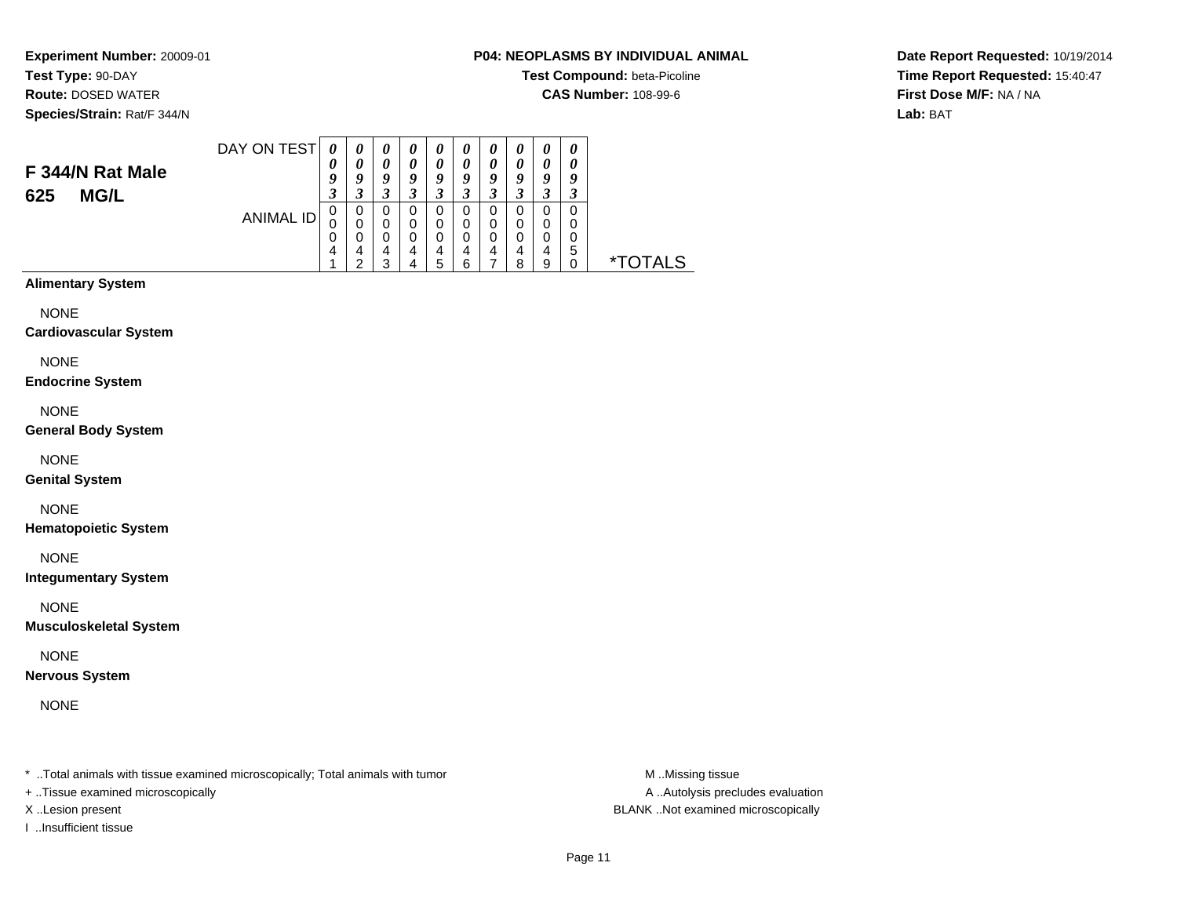**Experiment Number:** 20009-01
**Test Type:** 90-DAY
**Route:** DOSED WATER
**Species/Strain:** Rat/F 344/N

**P04: NEOPLASMS BY INDIVIDUAL ANIMAL**
**Test Compound:** beta-Picoline
**CAS Number:** 108-99-6

**Date Report Requested:** 10/19/2014
**Time Report Requested:** 15:40:47
**First Dose M/F:** NA / NA
**Lab:** BAT

## F 344/N Rat Male
## 625 MG/L

| DAY ON TEST | 0093 | 0093 | 0093 | 0093 | 0093 | 0093 | 0093 | 0093 | 0093 | 0093 | |
|---|---|---|---|---|---|---|---|---|---|---|---|
| ANIMAL ID | 00041 | 00042 | 00043 | 00044 | 00045 | 00046 | 00047 | 00048 | 00049 | 00050 | *TOTALS |

**Alimentary System**

NONE

**Cardiovascular System**

NONE

**Endocrine System**

NONE

**General Body System**

NONE

**Genital System**

NONE

**Hematopoietic System**

NONE

**Integumentary System**

NONE

**Musculoskeletal System**

NONE

**Nervous System**

NONE

\* ..Total animals with tissue examined microscopically; Total animals with tumor
+ ..Tissue examined microscopically
X ..Lesion present
I ..Insufficient tissue

M ..Missing tissue
A ..Autolysis precludes evaluation
BLANK ..Not examined microscopically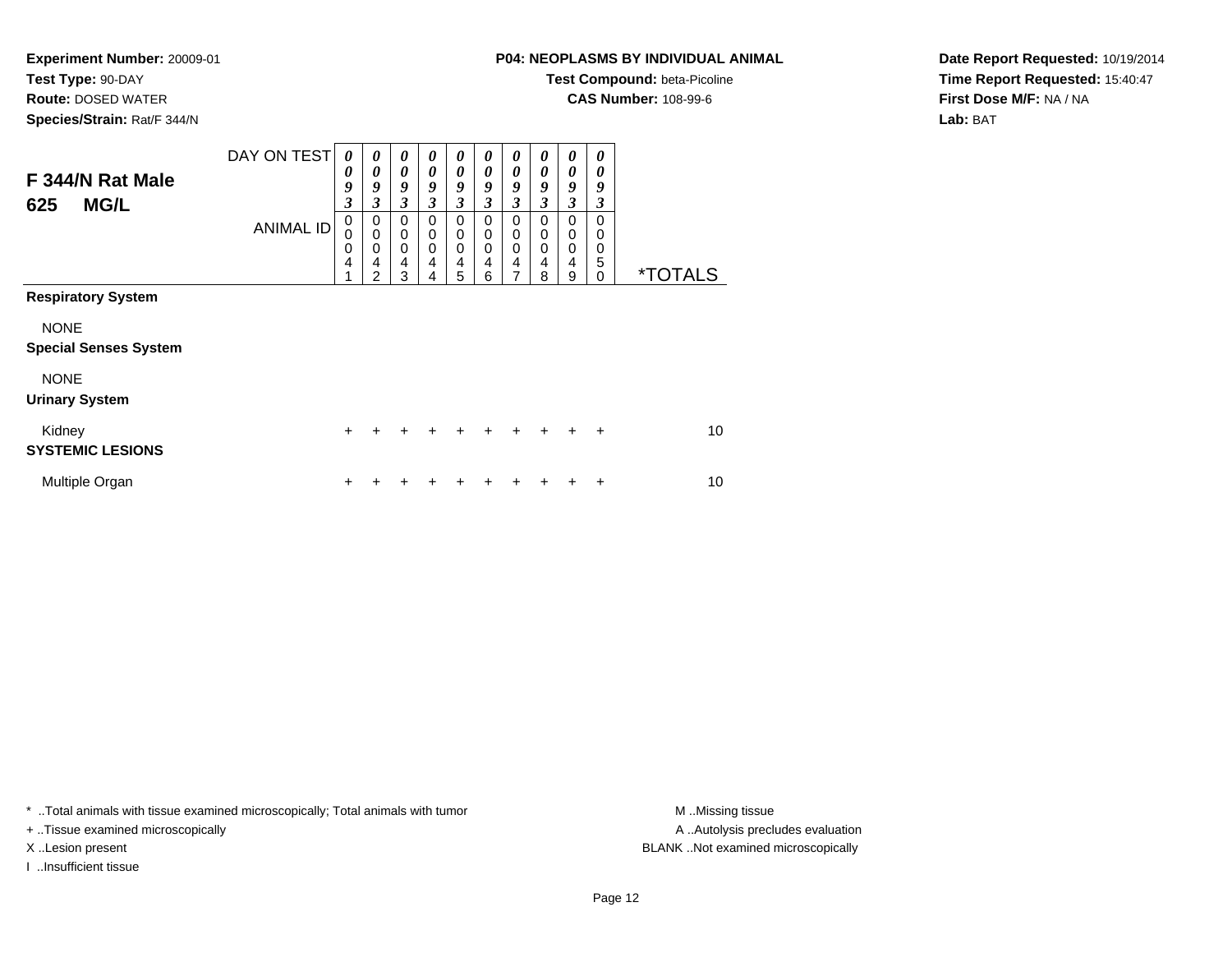**Experiment Number:** 20009-01
**Test Type:** 90-DAY
**Route:** DOSED WATER
**Species/Strain:** Rat/F 344/N

**P04: NEOPLASMS BY INDIVIDUAL ANIMAL**
**Test Compound:** beta-Picoline
**CAS Number:** 108-99-6

**Date Report Requested:** 10/19/2014
**Time Report Requested:** 15:40:47
**First Dose M/F:** NA / NA
**Lab:** BAT

## F 344/N Rat Male
## 625 MG/L

| DAY ON TEST | 0093 | 0093 | 0093 | 0093 | 0093 | 0093 | 0093 | 0093 | 0093 | 0093 | |
|---|---|---|---|---|---|---|---|---|---|---|---|
| ANIMAL ID | 00041 | 00042 | 00043 | 00044 | 00045 | 00046 | 00047 | 00048 | 00049 | 00050 | *TOTALS |
| **Respiratory System** | | | | | | | | | | | |
| NONE | | | | | | | | | | | |
| **Special Senses System** | | | | | | | | | | | |
| NONE | | | | | | | | | | | |
| **Urinary System** | | | | | | | | | | | |
| Kidney | + | + | + | + | + | + | + | + | + | + | 10 |
| **SYSTEMIC LESIONS** | | | | | | | | | | | |
| Multiple Organ | + | + | + | + | + | + | + | + | + | + | 10 |

\* ..Total animals with tissue examined microscopically; Total animals with tumor
+ ..Tissue examined microscopically
X ..Lesion present
I ..Insufficient tissue

M ..Missing tissue
A ..Autolysis precludes evaluation
BLANK ..Not examined microscopically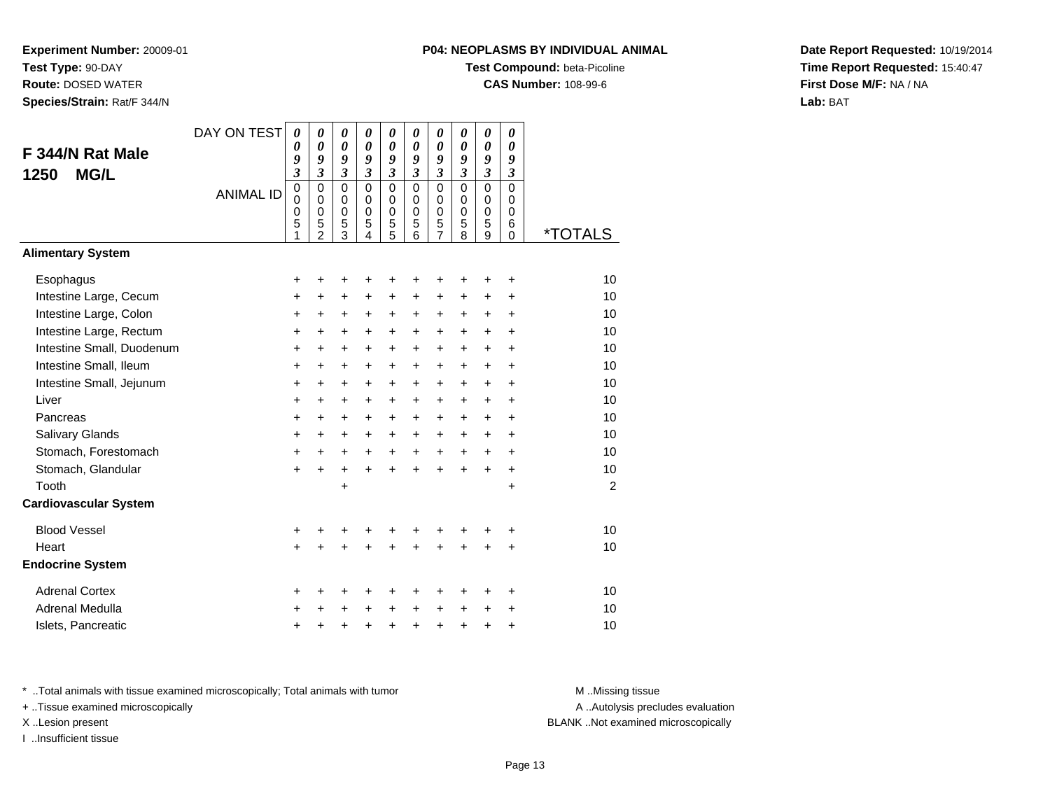**Experiment Number:** 20009-01
**Test Type:** 90-DAY
**Route:** DOSED WATER
**Species/Strain:** Rat/F 344/N

**P04: NEOPLASMS BY INDIVIDUAL ANIMAL**
**Test Compound:** beta-Picoline
**CAS Number:** 108-99-6

**Date Report Requested:** 10/19/2014
**Time Report Requested:** 15:40:47
**First Dose M/F:** NA / NA
**Lab:** BAT

## F 344/N Rat Male 1250 MG/L

| DAY ON TEST | 0093 | 0093 | 0093 | 0093 | 0093 | 0093 | 0093 | 0093 | 0093 | 0093 | |
|---|---|---|---|---|---|---|---|---|---|---|---|
| ANIMAL ID | 00051 | 00052 | 00053 | 00054 | 00055 | 00056 | 00057 | 00058 | 00059 | 00060 | *TOTALS |
| **Alimentary System** | | | | | | | | | | | |
| Esophagus | + | + | + | + | + | + | + | + | + | + | 10 |
| Intestine Large, Cecum | + | + | + | + | + | + | + | + | + | + | 10 |
| Intestine Large, Colon | + | + | + | + | + | + | + | + | + | + | 10 |
| Intestine Large, Rectum | + | + | + | + | + | + | + | + | + | + | 10 |
| Intestine Small, Duodenum | + | + | + | + | + | + | + | + | + | + | 10 |
| Intestine Small, Ileum | + | + | + | + | + | + | + | + | + | + | 10 |
| Intestine Small, Jejunum | + | + | + | + | + | + | + | + | + | + | 10 |
| Liver | + | + | + | + | + | + | + | + | + | + | 10 |
| Pancreas | + | + | + | + | + | + | + | + | + | + | 10 |
| Salivary Glands | + | + | + | + | + | + | + | + | + | + | 10 |
| Stomach, Forestomach | + | + | + | + | + | + | + | + | + | + | 10 |
| Stomach, Glandular | + | + | + | + | + | + | + | + | + | + | 10 |
| Tooth | | | + | | | | | | | + | 2 |
| **Cardiovascular System** | | | | | | | | | | | |
| Blood Vessel | + | + | + | + | + | + | + | + | + | + | 10 |
| Heart | + | + | + | + | + | + | + | + | + | + | 10 |
| **Endocrine System** | | | | | | | | | | | |
| Adrenal Cortex | + | + | + | + | + | + | + | + | + | + | 10 |
| Adrenal Medulla | + | + | + | + | + | + | + | + | + | + | 10 |
| Islets, Pancreatic | + | + | + | + | + | + | + | + | + | + | 10 |

\* ..Total animals with tissue examined microscopically; Total animals with tumor
\+ ..Tissue examined microscopically
X ..Lesion present
I ..Insufficient tissue

M ..Missing tissue
A ..Autolysis precludes evaluation
BLANK ..Not examined microscopically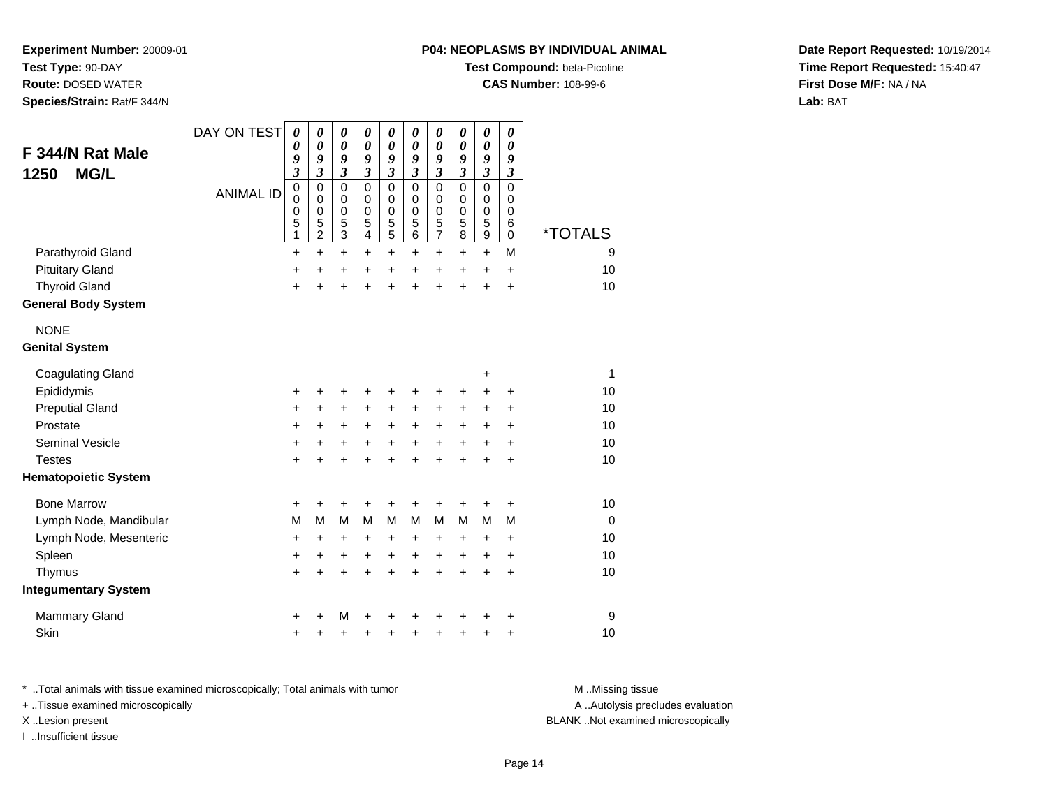**Experiment Number:** 20009-01
**Test Type:** 90-DAY
**Route:** DOSED WATER
**Species/Strain:** Rat/F 344/N

**P04: NEOPLASMS BY INDIVIDUAL ANIMAL**
**Test Compound:** beta-Picoline
**CAS Number:** 108-99-6

**Date Report Requested:** 10/19/2014
**Time Report Requested:** 15:40:47
**First Dose M/F:** NA / NA
**Lab:** BAT

## F 344/N Rat Male 1250 MG/L

| DAY ON TEST | 0093 | 0093 | 0093 | 0093 | 0093 | 0093 | 0093 | 0093 | 0093 | 0093 | |
|---|---|---|---|---|---|---|---|---|---|---|---|
| ANIMAL ID | 00051 | 00052 | 00053 | 00054 | 00055 | 00056 | 00057 | 00058 | 00059 | 00060 | *TOTALS |
| Parathyroid Gland | + | + | + | + | + | + | + | + | + | M | 9 |
| Pituitary Gland | + | + | + | + | + | + | + | + | + | + | 10 |
| Thyroid Gland | + | + | + | + | + | + | + | + | + | + | 10 |
| **General Body System** | | | | | | | | | | | |
| NONE | | | | | | | | | | | |
| **Genital System** | | | | | | | | | | | |
| Coagulating Gland | | | | | | | | | + | | 1 |
| Epididymis | + | + | + | + | + | + | + | + | + | + | 10 |
| Preputial Gland | + | + | + | + | + | + | + | + | + | + | 10 |
| Prostate | + | + | + | + | + | + | + | + | + | + | 10 |
| Seminal Vesicle | + | + | + | + | + | + | + | + | + | + | 10 |
| Testes | + | + | + | + | + | + | + | + | + | + | 10 |
| **Hematopoietic System** | | | | | | | | | | | |
| Bone Marrow | + | + | + | + | + | + | + | + | + | + | 10 |
| Lymph Node, Mandibular | M | M | M | M | M | M | M | M | M | M | 0 |
| Lymph Node, Mesenteric | + | + | + | + | + | + | + | + | + | + | 10 |
| Spleen | + | + | + | + | + | + | + | + | + | + | 10 |
| Thymus | + | + | + | + | + | + | + | + | + | + | 10 |
| **Integumentary System** | | | | | | | | | | | |
| Mammary Gland | + | + | M | + | + | + | + | + | + | + | 9 |
| Skin | + | + | + | + | + | + | + | + | + | + | 10 |

\* ..Total animals with tissue examined microscopically; Total animals with tumor
\+ ..Tissue examined microscopically
X ..Lesion present
I ..Insufficient tissue

M ..Missing tissue
A ..Autolysis precludes evaluation
BLANK ..Not examined microscopically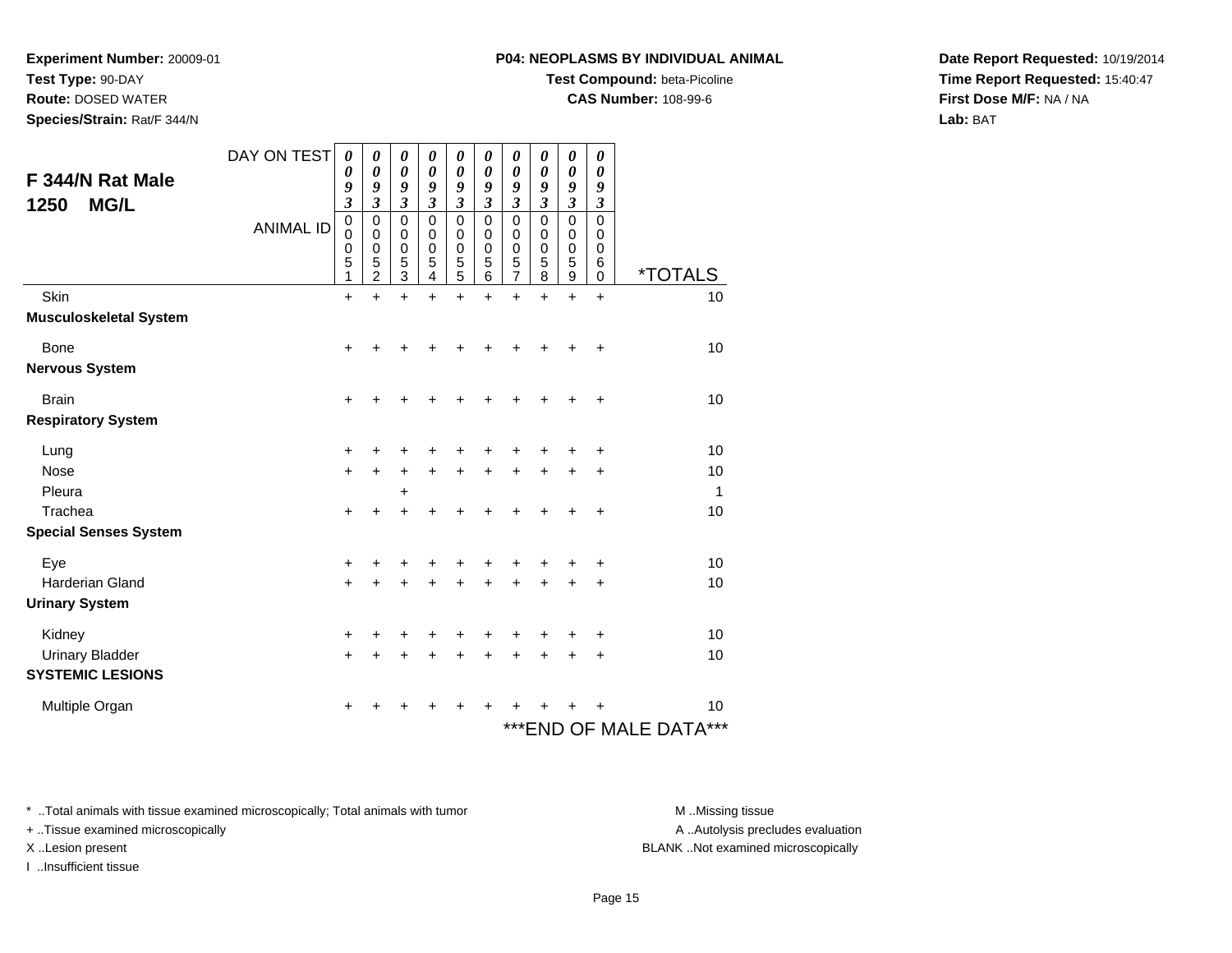**Experiment Number:** 20009-01
**Test Type:** 90-DAY
**Route:** DOSED WATER
**Species/Strain:** Rat/F 344/N

**P04: NEOPLASMS BY INDIVIDUAL ANIMAL**
**Test Compound:** beta-Picoline
**CAS Number:** 108-99-6

**Date Report Requested:** 10/19/2014
**Time Report Requested:** 15:40:47
**First Dose M/F:** NA / NA
**Lab:** BAT

## F 344/N Rat Male 1250 MG/L

| DAY ON TEST | 0093 | 0093 | 0093 | 0093 | 0093 | 0093 | 0093 | 0093 | 0093 | 0093 | |
|---|---|---|---|---|---|---|---|---|---|---|---|
| ANIMAL ID | 00051 | 00052 | 00053 | 00054 | 00055 | 00056 | 00057 | 00058 | 00059 | 00060 | *TOTALS |
| Skin | + | + | + | + | + | + | + | + | + | + | 10 |
| **Musculoskeletal System** | | | | | | | | | | | |
| Bone | + | + | + | + | + | + | + | + | + | + | 10 |
| **Nervous System** | | | | | | | | | | | |
| Brain | + | + | + | + | + | + | + | + | + | + | 10 |
| **Respiratory System** | | | | | | | | | | | |
| Lung | + | + | + | + | + | + | + | + | + | + | 10 |
| Nose | + | + | + | + | + | + | + | + | + | + | 10 |
| Pleura | | | + | | | | | | | | 1 |
| Trachea | + | + | + | + | + | + | + | + | + | + | 10 |
| **Special Senses System** | | | | | | | | | | | |
| Eye | + | + | + | + | + | + | + | + | + | + | 10 |
| Harderian Gland | + | + | + | + | + | + | + | + | + | + | 10 |
| **Urinary System** | | | | | | | | | | | |
| Kidney | + | + | + | + | + | + | + | + | + | + | 10 |
| Urinary Bladder | + | + | + | + | + | + | + | + | + | + | 10 |
| **SYSTEMIC LESIONS** | | | | | | | | | | | |
| Multiple Organ | + | + | + | + | + | + | + | + | + | + | 10 |

***END OF MALE DATA***

* ..Total animals with tissue examined microscopically; Total animals with tumor
+ ..Tissue examined microscopically
X ..Lesion present
I ..Insufficient tissue

M ..Missing tissue
A ..Autolysis precludes evaluation
BLANK ..Not examined microscopically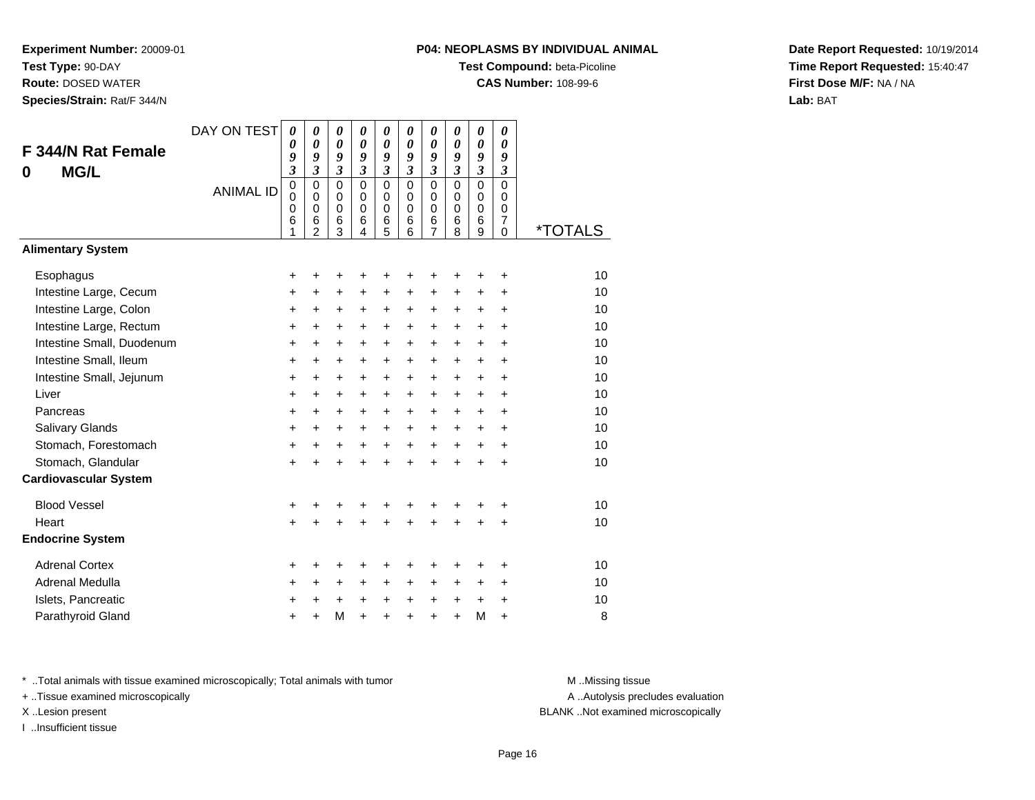**Experiment Number:** 20009-01
**Test Type:** 90-DAY
**Route:** DOSED WATER
**Species/Strain:** Rat/F 344/N

**P04: NEOPLASMS BY INDIVIDUAL ANIMAL**
**Test Compound:** beta-Picoline
**CAS Number:** 108-99-6

**Date Report Requested:** 10/19/2014
**Time Report Requested:** 15:40:47
**First Dose M/F:** NA / NA
**Lab:** BAT

## F 344/N Rat Female
## 0 MG/L

| DAY ON TEST | 0093 | 0093 | 0093 | 0093 | 0093 | 0093 | 0093 | 0093 | 0093 | 0093 | |
|---|---|---|---|---|---|---|---|---|---|---|---|
| ANIMAL ID | 00061 | 00062 | 00063 | 00064 | 00065 | 00066 | 00067 | 00068 | 00069 | 00070 | *TOTALS |
| **Alimentary System** | | | | | | | | | | | |
| Esophagus | + | + | + | + | + | + | + | + | + | + | 10 |
| Intestine Large, Cecum | + | + | + | + | + | + | + | + | + | + | 10 |
| Intestine Large, Colon | + | + | + | + | + | + | + | + | + | + | 10 |
| Intestine Large, Rectum | + | + | + | + | + | + | + | + | + | + | 10 |
| Intestine Small, Duodenum | + | + | + | + | + | + | + | + | + | + | 10 |
| Intestine Small, Ileum | + | + | + | + | + | + | + | + | + | + | 10 |
| Intestine Small, Jejunum | + | + | + | + | + | + | + | + | + | + | 10 |
| Liver | + | + | + | + | + | + | + | + | + | + | 10 |
| Pancreas | + | + | + | + | + | + | + | + | + | + | 10 |
| Salivary Glands | + | + | + | + | + | + | + | + | + | + | 10 |
| Stomach, Forestomach | + | + | + | + | + | + | + | + | + | + | 10 |
| Stomach, Glandular | + | + | + | + | + | + | + | + | + | + | 10 |
| **Cardiovascular System** | | | | | | | | | | | |
| Blood Vessel | + | + | + | + | + | + | + | + | + | + | 10 |
| Heart | + | + | + | + | + | + | + | + | + | + | 10 |
| **Endocrine System** | | | | | | | | | | | |
| Adrenal Cortex | + | + | + | + | + | + | + | + | + | + | 10 |
| Adrenal Medulla | + | + | + | + | + | + | + | + | + | + | 10 |
| Islets, Pancreatic | + | + | + | + | + | + | + | + | + | + | 10 |
| Parathyroid Gland | + | + | M | + | + | + | + | + | M | + | 8 |

\* ..Total animals with tissue examined microscopically; Total animals with tumor
+ ..Tissue examined microscopically
X ..Lesion present
I ..Insufficient tissue

M ..Missing tissue
A ..Autolysis precludes evaluation
BLANK ..Not examined microscopically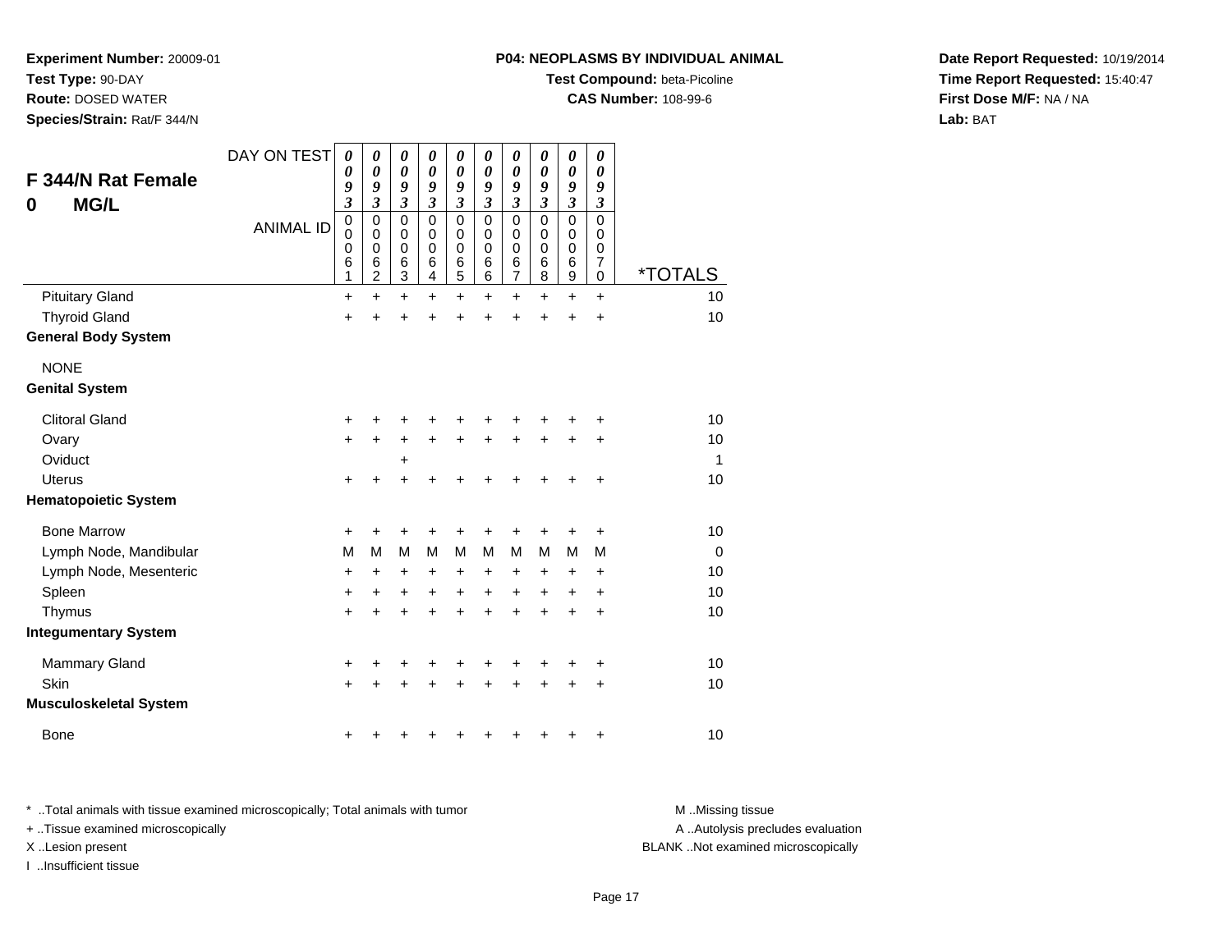**Experiment Number:** 20009-01
**Test Type:** 90-DAY
**Route:** DOSED WATER
**Species/Strain:** Rat/F 344/N

**P04: NEOPLASMS BY INDIVIDUAL ANIMAL**
**Test Compound:** beta-Picoline
**CAS Number:** 108-99-6

**Date Report Requested:** 10/19/2014
**Time Report Requested:** 15:40:47
**First Dose M/F:** NA / NA
**Lab:** BAT

## F 344/N Rat Female
## 0 MG/L

| DAY ON TEST | 0093 | 0093 | 0093 | 0093 | 0093 | 0093 | 0093 | 0093 | 0093 | 0093 | |
|---|---|---|---|---|---|---|---|---|---|---|---|
| ANIMAL ID | 00061 | 00062 | 00063 | 00064 | 00065 | 00066 | 00067 | 00068 | 00069 | 00070 | *TOTALS |
| Pituitary Gland | + | + | + | + | + | + | + | + | + | + | 10 |
| Thyroid Gland | + | + | + | + | + | + | + | + | + | + | 10 |
| **General Body System** | | | | | | | | | | | |
| NONE | | | | | | | | | | | |
| **Genital System** | | | | | | | | | | | |
| Clitoral Gland | + | + | + | + | + | + | + | + | + | + | 10 |
| Ovary | + | + | + | + | + | + | + | + | + | + | 10 |
| Oviduct | | | + | | | | | | | | 1 |
| Uterus | + | + | + | + | + | + | + | + | + | + | 10 |
| **Hematopoietic System** | | | | | | | | | | | |
| Bone Marrow | + | + | + | + | + | + | + | + | + | + | 10 |
| Lymph Node, Mandibular | M | M | M | M | M | M | M | M | M | M | 0 |
| Lymph Node, Mesenteric | + | + | + | + | + | + | + | + | + | + | 10 |
| Spleen | + | + | + | + | + | + | + | + | + | + | 10 |
| Thymus | + | + | + | + | + | + | + | + | + | + | 10 |
| **Integumentary System** | | | | | | | | | | | |
| Mammary Gland | + | + | + | + | + | + | + | + | + | + | 10 |
| Skin | + | + | + | + | + | + | + | + | + | + | 10 |
| **Musculoskeletal System** | | | | | | | | | | | |
| Bone | + | + | + | + | + | + | + | + | + | + | 10 |

* ..Total animals with tissue examined microscopically; Total animals with tumor
+ ..Tissue examined microscopically
X ..Lesion present
I ..Insufficient tissue

M ..Missing tissue
A ..Autolysis precludes evaluation
BLANK ..Not examined microscopically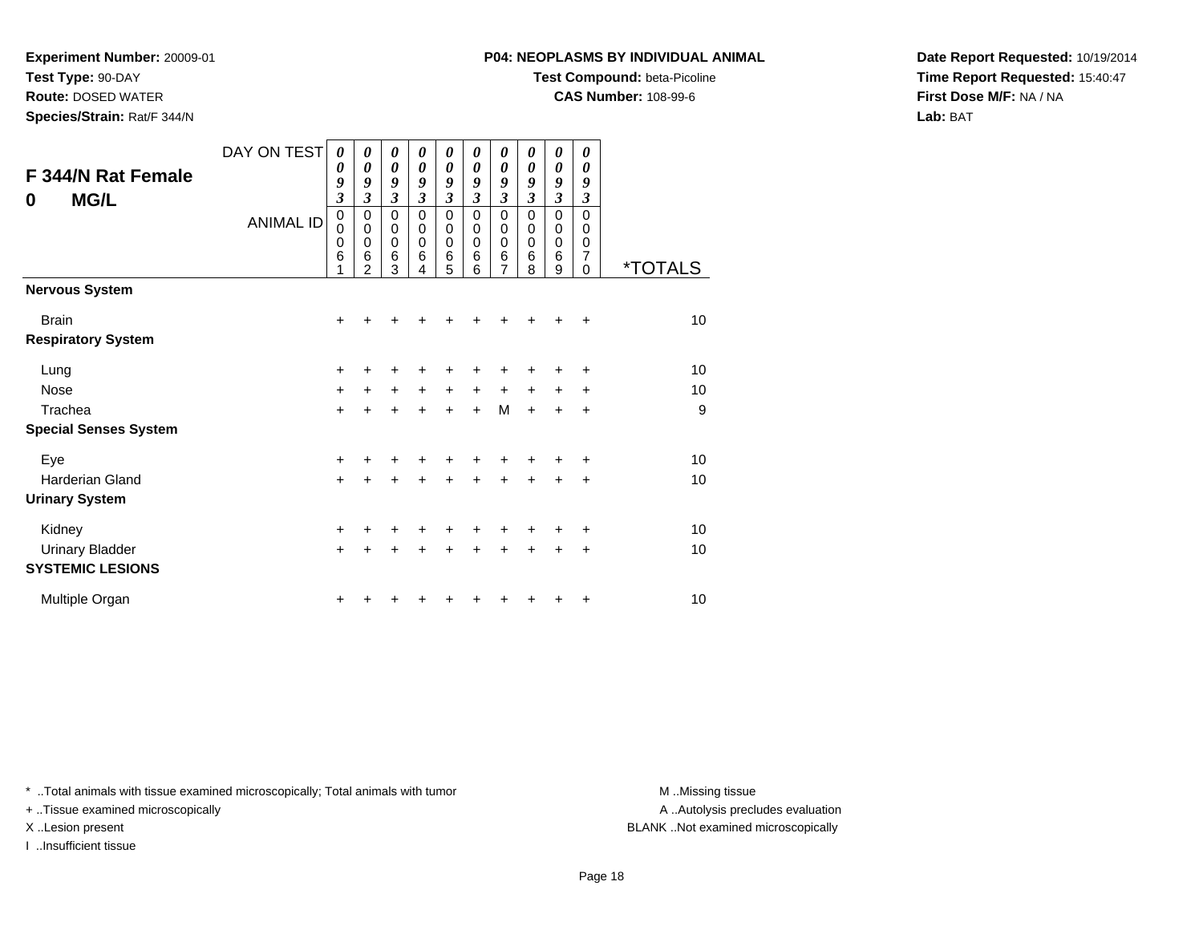**Experiment Number:** 20009-01
**Test Type:** 90-DAY
**Route:** DOSED WATER
**Species/Strain:** Rat/F 344/N

**P04: NEOPLASMS BY INDIVIDUAL ANIMAL**
**Test Compound:** beta-Picoline
**CAS Number:** 108-99-6

**Date Report Requested:** 10/19/2014
**Time Report Requested:** 15:40:47
**First Dose M/F:** NA / NA
**Lab:** BAT

## F 344/N Rat Female
## 0 MG/L

| DAY ON TEST | 0093 | 0093 | 0093 | 0093 | 0093 | 0093 | 0093 | 0093 | 0093 | 0093 | |
|---|---|---|---|---|---|---|---|---|---|---|---|
| ANIMAL ID | 00061 | 00062 | 00063 | 00064 | 00065 | 00066 | 00067 | 00068 | 00069 | 00070 | *TOTALS |
| **Nervous System** | | | | | | | | | | | |
| Brain | + | + | + | + | + | + | + | + | + | + | 10 |
| **Respiratory System** | | | | | | | | | | | |
| Lung | + | + | + | + | + | + | + | + | + | + | 10 |
| Nose | + | + | + | + | + | + | + | + | + | + | 10 |
| Trachea | + | + | + | + | + | + | M | + | + | + | 9 |
| **Special Senses System** | | | | | | | | | | | |
| Eye | + | + | + | + | + | + | + | + | + | + | 10 |
| Harderian Gland | + | + | + | + | + | + | + | + | + | + | 10 |
| **Urinary System** | | | | | | | | | | | |
| Kidney | + | + | + | + | + | + | + | + | + | + | 10 |
| Urinary Bladder | + | + | + | + | + | + | + | + | + | + | 10 |
| **SYSTEMIC LESIONS** | | | | | | | | | | | |
| Multiple Organ | + | + | + | + | + | + | + | + | + | + | 10 |

* ..Total animals with tissue examined microscopically; Total animals with tumor
+ ..Tissue examined microscopically
X ..Lesion present
I ..Insufficient tissue

M ..Missing tissue
A ..Autolysis precludes evaluation
BLANK ..Not examined microscopically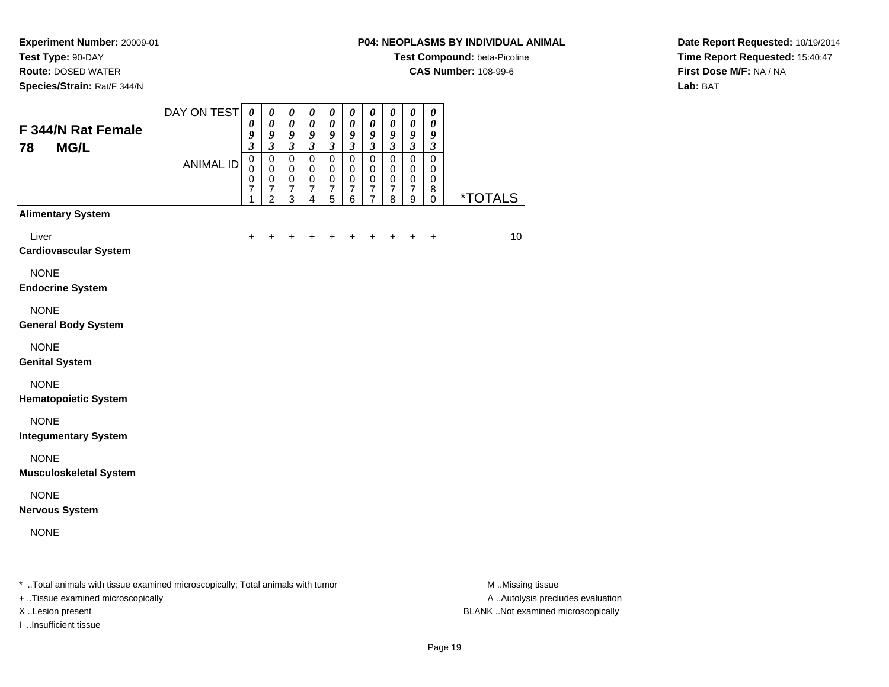**Experiment Number:** 20009-01
**Test Type:** 90-DAY
**Route:** DOSED WATER
**Species/Strain:** Rat/F 344/N

**P04: NEOPLASMS BY INDIVIDUAL ANIMAL**
**Test Compound:** beta-Picoline
**CAS Number:** 108-99-6

**Date Report Requested:** 10/19/2014
**Time Report Requested:** 15:40:47
**First Dose M/F:** NA / NA
**Lab:** BAT

## F 344/N Rat Female 78 MG/L

| DAY ON TEST | 0093 | 0093 | 0093 | 0093 | 0093 | 0093 | 0093 | 0093 | 0093 | 0093 | |
|---|---|---|---|---|---|---|---|---|---|---|---|
| ANIMAL ID | 00071 | 00072 | 00073 | 00074 | 00075 | 00076 | 00077 | 00078 | 00079 | 00080 | *TOTALS |
| **Alimentary System** | | | | | | | | | | | |
| Liver | + | + | + | + | + | + | + | + | + | + | 10 |
| **Cardiovascular System** | | | | | | | | | | | |
| NONE | | | | | | | | | | | |
| **Endocrine System** | | | | | | | | | | | |
| NONE | | | | | | | | | | | |
| **General Body System** | | | | | | | | | | | |
| NONE | | | | | | | | | | | |
| **Genital System** | | | | | | | | | | | |
| NONE | | | | | | | | | | | |
| **Hematopoietic System** | | | | | | | | | | | |
| NONE | | | | | | | | | | | |
| **Integumentary System** | | | | | | | | | | | |
| NONE | | | | | | | | | | | |
| **Musculoskeletal System** | | | | | | | | | | | |
| NONE | | | | | | | | | | | |
| **Nervous System** | | | | | | | | | | | |
| NONE | | | | | | | | | | | |

* ..Total animals with tissue examined microscopically; Total animals with tumor
+ ..Tissue examined microscopically
X ..Lesion present
I ..Insufficient tissue

M ..Missing tissue
A ..Autolysis precludes evaluation
BLANK ..Not examined microscopically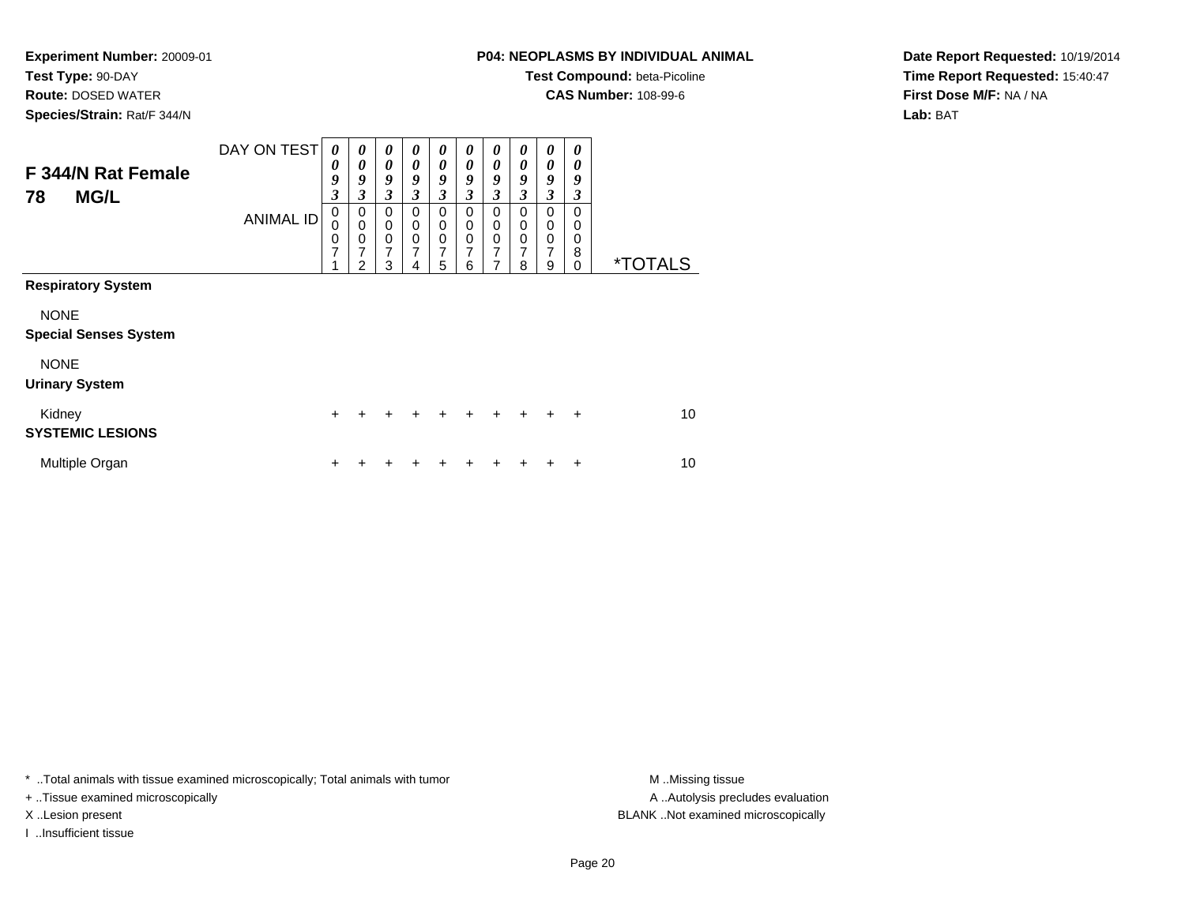**Experiment Number:** 20009-01
**Test Type:** 90-DAY
**Route:** DOSED WATER
**Species/Strain:** Rat/F 344/N

**P04: NEOPLASMS BY INDIVIDUAL ANIMAL**
**Test Compound:** beta-Picoline
**CAS Number:** 108-99-6

**Date Report Requested:** 10/19/2014
**Time Report Requested:** 15:40:47
**First Dose M/F:** NA / NA
**Lab:** BAT

## F 344/N Rat Female 78 MG/L

| DAY ON TEST | 0093 | 0093 | 0093 | 0093 | 0093 | 0093 | 0093 | 0093 | 0093 | 0093 | |
|---|---|---|---|---|---|---|---|---|---|---|---|
| ANIMAL ID | 00071 | 00072 | 00073 | 00074 | 00075 | 00076 | 00077 | 00078 | 00079 | 00080 | *TOTALS |
| **Respiratory System** | | | | | | | | | | | |
| NONE | | | | | | | | | | | |
| **Special Senses System** | | | | | | | | | | | |
| NONE | | | | | | | | | | | |
| **Urinary System** | | | | | | | | | | | |
| Kidney | + | + | + | + | + | + | + | + | + | + | 10 |
| **SYSTEMIC LESIONS** | | | | | | | | | | | |
| Multiple Organ | + | + | + | + | + | + | + | + | + | + | 10 |

* ..Total animals with tissue examined microscopically; Total animals with tumor
+ ..Tissue examined microscopically
X ..Lesion present
I ..Insufficient tissue

M ..Missing tissue
A ..Autolysis precludes evaluation
BLANK ..Not examined microscopically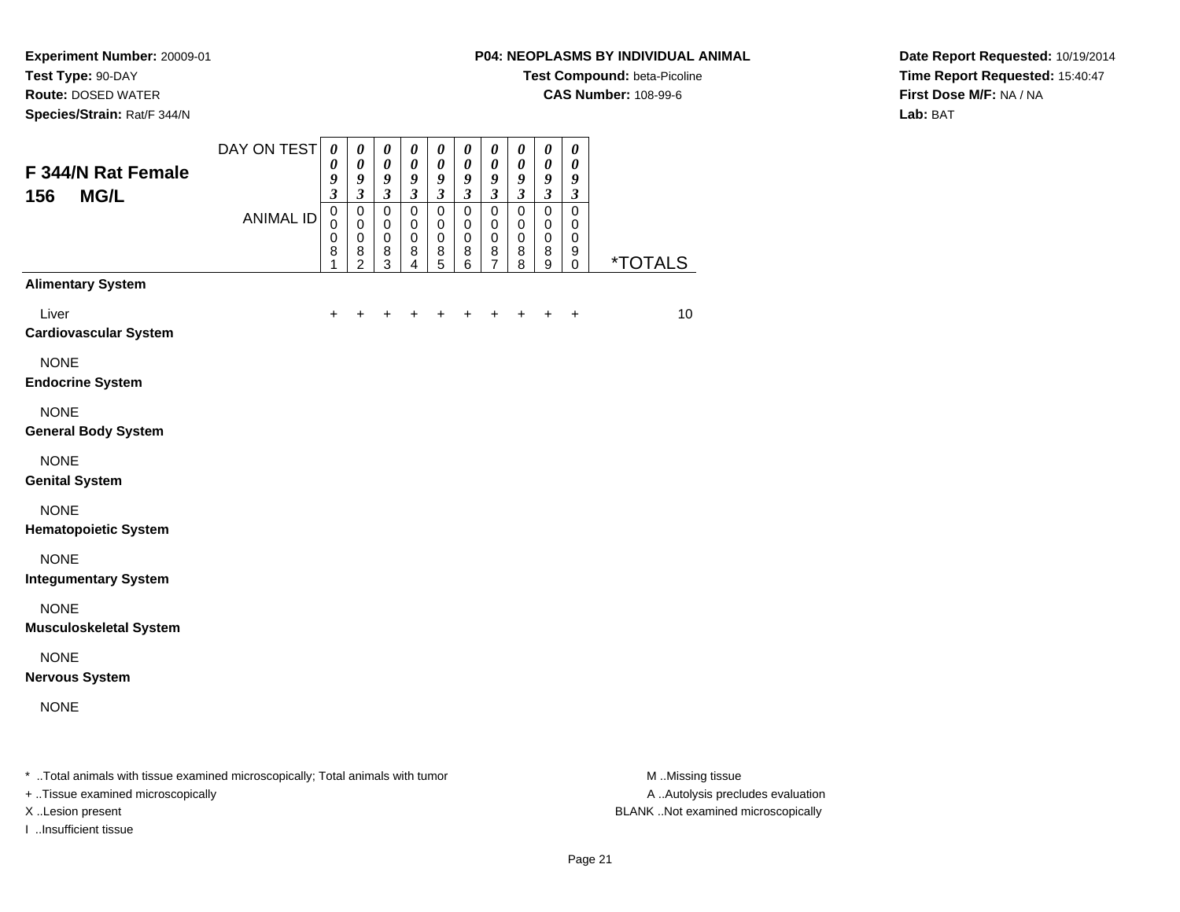**Experiment Number:** 20009-01
**Test Type:** 90-DAY
**Route:** DOSED WATER
**Species/Strain:** Rat/F 344/N

**P04: NEOPLASMS BY INDIVIDUAL ANIMAL**
**Test Compound:** beta-Picoline
**CAS Number:** 108-99-6

**Date Report Requested:** 10/19/2014
**Time Report Requested:** 15:40:47
**First Dose M/F:** NA / NA
**Lab:** BAT

## F 344/N Rat Female 156 MG/L

| DAY ON TEST | 0093 | 0093 | 0093 | 0093 | 0093 | 0093 | 0093 | 0093 | 0093 | 0093 | |
|---|---|---|---|---|---|---|---|---|---|---|---|
| ANIMAL ID | 00081 | 00082 | 00083 | 00084 | 00085 | 00086 | 00087 | 00088 | 00089 | 00090 | *TOTALS |
| **Alimentary System** | | | | | | | | | | | |
| Liver | + | + | + | + | + | + | + | + | + | + | 10 |
| **Cardiovascular System** | | | | | | | | | | | |
| NONE | | | | | | | | | | | |
| **Endocrine System** | | | | | | | | | | | |
| NONE | | | | | | | | | | | |
| **General Body System** | | | | | | | | | | | |
| NONE | | | | | | | | | | | |
| **Genital System** | | | | | | | | | | | |
| NONE | | | | | | | | | | | |
| **Hematopoietic System** | | | | | | | | | | | |
| NONE | | | | | | | | | | | |
| **Integumentary System** | | | | | | | | | | | |
| NONE | | | | | | | | | | | |
| **Musculoskeletal System** | | | | | | | | | | | |
| NONE | | | | | | | | | | | |
| **Nervous System** | | | | | | | | | | | |
| NONE | | | | | | | | | | | |

* ..Total animals with tissue examined microscopically; Total animals with tumor
+ ..Tissue examined microscopically
X ..Lesion present
I ..Insufficient tissue

M ..Missing tissue
A ..Autolysis precludes evaluation
BLANK ..Not examined microscopically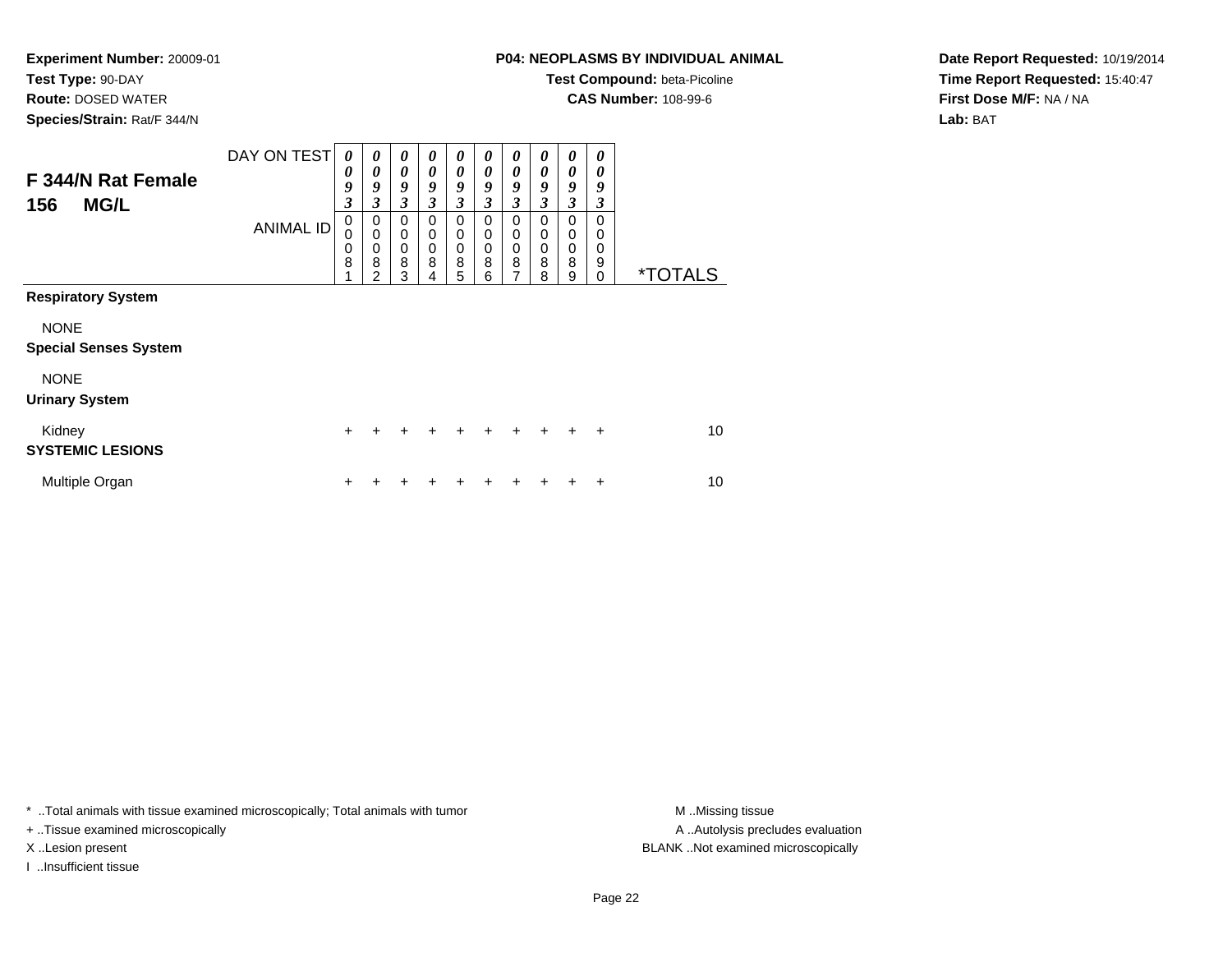**Experiment Number:** 20009-01
**Test Type:** 90-DAY
**Route:** DOSED WATER
**Species/Strain:** Rat/F 344/N

**P04: NEOPLASMS BY INDIVIDUAL ANIMAL**
**Test Compound:** beta-Picoline
**CAS Number:** 108-99-6

**Date Report Requested:** 10/19/2014
**Time Report Requested:** 15:40:47
**First Dose M/F:** NA / NA
**Lab:** BAT

## F 344/N Rat Female 156 MG/L

| DAY ON TEST | 0093 | 0093 | 0093 | 0093 | 0093 | 0093 | 0093 | 0093 | 0093 | 0093 | |
|---|---|---|---|---|---|---|---|---|---|---|---|
| ANIMAL ID | 00081 | 00082 | 00083 | 00084 | 00085 | 00086 | 00087 | 00088 | 00089 | 00090 | *TOTALS |
| **Respiratory System** | | | | | | | | | | | |
| NONE | | | | | | | | | | | |
| **Special Senses System** | | | | | | | | | | | |
| NONE | | | | | | | | | | | |
| **Urinary System** | | | | | | | | | | | |
| Kidney | + | + | + | + | + | + | + | + | + | + | 10 |
| **SYSTEMIC LESIONS** | | | | | | | | | | | |
| Multiple Organ | + | + | + | + | + | + | + | + | + | + | 10 |

\* ..Total animals with tissue examined microscopically; Total animals with tumor
+ ..Tissue examined microscopically
X ..Lesion present
I ..Insufficient tissue

M ..Missing tissue
A ..Autolysis precludes evaluation
BLANK ..Not examined microscopically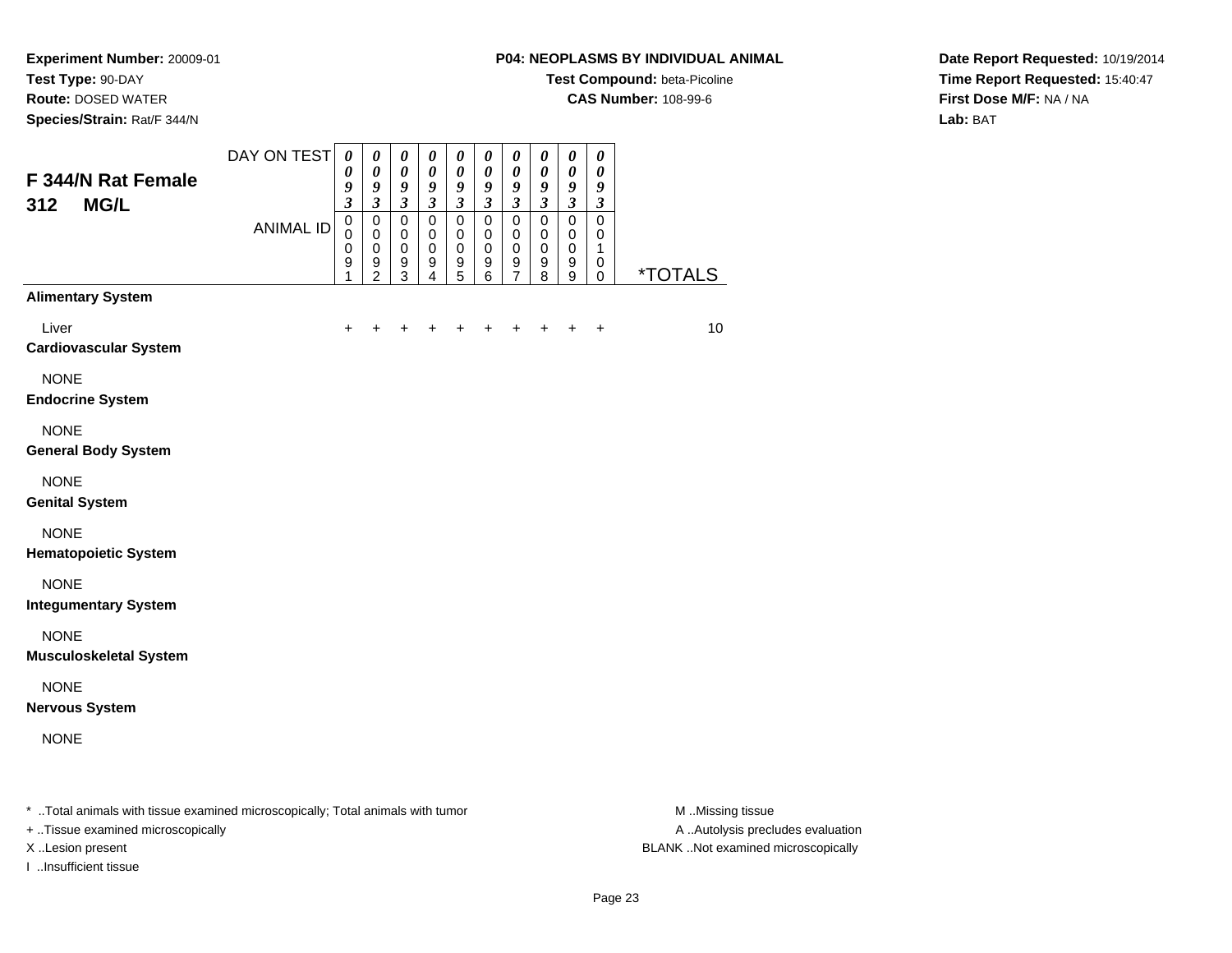**Experiment Number:** 20009-01
**Test Type:** 90-DAY
**Route:** DOSED WATER
**Species/Strain:** Rat/F 344/N

**P04: NEOPLASMS BY INDIVIDUAL ANIMAL**
**Test Compound:** beta-Picoline
**CAS Number:** 108-99-6

**Date Report Requested:** 10/19/2014
**Time Report Requested:** 15:40:47
**First Dose M/F:** NA / NA
**Lab:** BAT

## F 344/N Rat Female 312 MG/L

| DAY ON TEST | 0093 | 0093 | 0093 | 0093 | 0093 | 0093 | 0093 | 0093 | 0093 | 0093 | |
|---|---|---|---|---|---|---|---|---|---|---|---|
| **ANIMAL ID** | 00091 | 00092 | 00093 | 00094 | 00095 | 00096 | 00097 | 00098 | 00099 | 00100 | ***TOTALS** |
| **Alimentary System** | | | | | | | | | | | |
| Liver | + | + | + | + | + | + | + | + | + | + | 10 |
| **Cardiovascular System** | | | | | | | | | | | |
| NONE | | | | | | | | | | | |
| **Endocrine System** | | | | | | | | | | | |
| NONE | | | | | | | | | | | |
| **General Body System** | | | | | | | | | | | |
| NONE | | | | | | | | | | | |
| **Genital System** | | | | | | | | | | | |
| NONE | | | | | | | | | | | |
| **Hematopoietic System** | | | | | | | | | | | |
| NONE | | | | | | | | | | | |
| **Integumentary System** | | | | | | | | | | | |
| NONE | | | | | | | | | | | |
| **Musculoskeletal System** | | | | | | | | | | | |
| NONE | | | | | | | | | | | |
| **Nervous System** | | | | | | | | | | | |
| NONE | | | | | | | | | | | |

* ..Total animals with tissue examined microscopically; Total animals with tumor
+ ..Tissue examined microscopically
X ..Lesion present
I ..Insufficient tissue

M ..Missing tissue
A ..Autolysis precludes evaluation
BLANK ..Not examined microscopically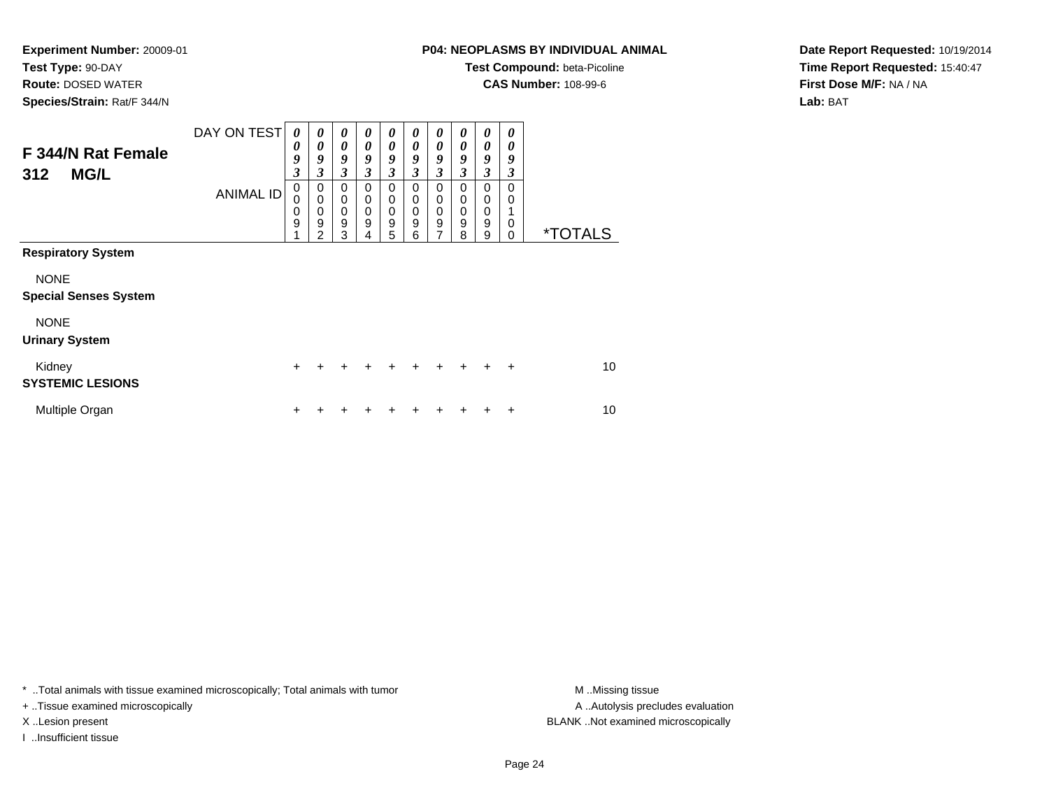**Experiment Number:** 20009-01
**Test Type:** 90-DAY
**Route:** DOSED WATER
**Species/Strain:** Rat/F 344/N

**P04: NEOPLASMS BY INDIVIDUAL ANIMAL**
**Test Compound:** beta-Picoline
**CAS Number:** 108-99-6

**Date Report Requested:** 10/19/2014
**Time Report Requested:** 15:40:47
**First Dose M/F:** NA / NA
**Lab:** BAT

## F 344/N Rat Female 312 MG/L

| DAY ON TEST | 0093 | 0093 | 0093 | 0093 | 0093 | 0093 | 0093 | 0093 | 0093 | 0093 | |
|---|---|---|---|---|---|---|---|---|---|---|---|
| ANIMAL ID | 00091 | 00092 | 00093 | 00094 | 00095 | 00096 | 00097 | 00098 | 00099 | 00100 | *TOTALS |
| **Respiratory System** | | | | | | | | | | | |
| NONE | | | | | | | | | | | |
| **Special Senses System** | | | | | | | | | | | |
| NONE | | | | | | | | | | | |
| **Urinary System** | | | | | | | | | | | |
| Kidney | + | + | + | + | + | + | + | + | + | + | 10 |
| **SYSTEMIC LESIONS** | | | | | | | | | | | |
| Multiple Organ | + | + | + | + | + | + | + | + | + | + | 10 |

* ..Total animals with tissue examined microscopically; Total animals with tumor
+ ..Tissue examined microscopically
X ..Lesion present
I ..Insufficient tissue

M ..Missing tissue
A ..Autolysis precludes evaluation
BLANK ..Not examined microscopically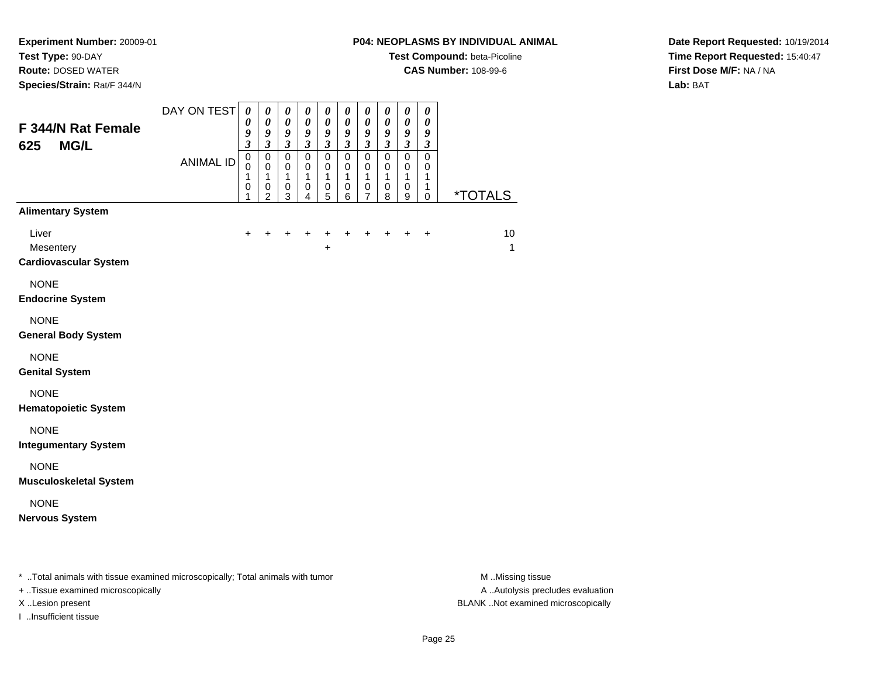**Experiment Number:** 20009-01
**Test Type:** 90-DAY
**Route:** DOSED WATER
**Species/Strain:** Rat/F 344/N

**P04: NEOPLASMS BY INDIVIDUAL ANIMAL**
**Test Compound:** beta-Picoline
**CAS Number:** 108-99-6

**Date Report Requested:** 10/19/2014
**Time Report Requested:** 15:40:47
**First Dose M/F:** NA / NA
**Lab:** BAT

## F 344/N Rat Female 625 MG/L

| DAY ON TEST | 0093 | 0093 | 0093 | 0093 | 0093 | 0093 | 0093 | 0093 | 0093 | 0093 | |
|---|---|---|---|---|---|---|---|---|---|---|---|
| ANIMAL ID | 00101 | 00102 | 00103 | 00104 | 00105 | 00106 | 00107 | 00108 | 00109 | 00110 | *TOTALS |
| **Alimentary System** | | | | | | | | | | | |
| Liver | + | + | + | + | + | + | + | + | + | + | 10 |
| Mesentery | | | | | + | | | | | | 1 |
| **Cardiovascular System** | | | | | | | | | | | |
| NONE | | | | | | | | | | | |
| **Endocrine System** | | | | | | | | | | | |
| NONE | | | | | | | | | | | |
| **General Body System** | | | | | | | | | | | |
| NONE | | | | | | | | | | | |
| **Genital System** | | | | | | | | | | | |
| NONE | | | | | | | | | | | |
| **Hematopoietic System** | | | | | | | | | | | |
| NONE | | | | | | | | | | | |
| **Integumentary System** | | | | | | | | | | | |
| NONE | | | | | | | | | | | |
| **Musculoskeletal System** | | | | | | | | | | | |
| NONE | | | | | | | | | | | |
| **Nervous System** | | | | | | | | | | | |

* ..Total animals with tissue examined microscopically; Total animals with tumor
+ ..Tissue examined microscopically
X ..Lesion present
I ..Insufficient tissue

M ..Missing tissue
A ..Autolysis precludes evaluation
BLANK ..Not examined microscopically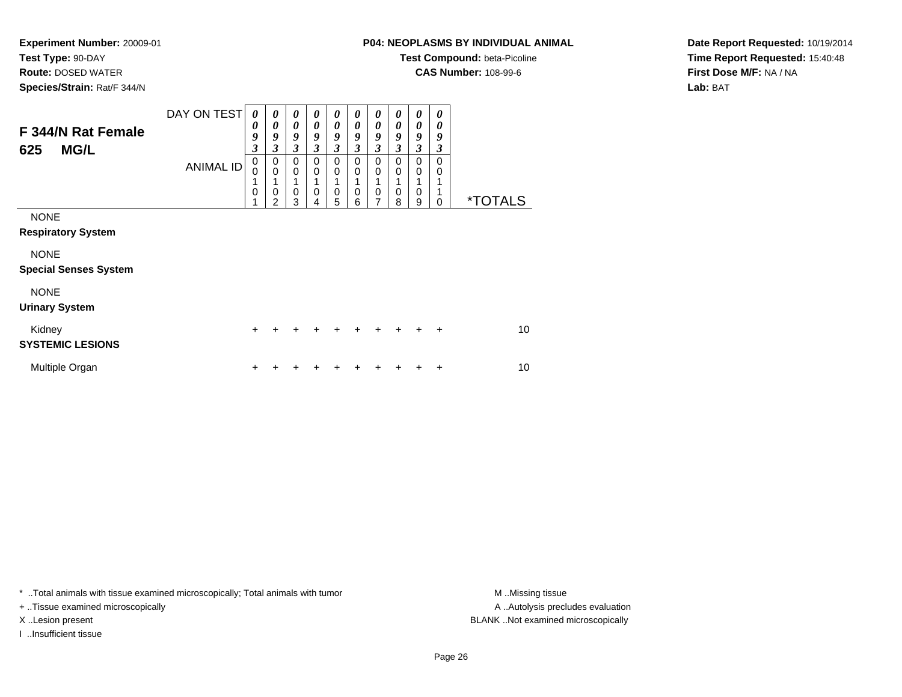**Experiment Number:** 20009-01
**Test Type:** 90-DAY
**Route:** DOSED WATER
**Species/Strain:** Rat/F 344/N

**P04: NEOPLASMS BY INDIVIDUAL ANIMAL**
**Test Compound:** beta-Picoline
**CAS Number:** 108-99-6

**Date Report Requested:** 10/19/2014
**Time Report Requested:** 15:40:48
**First Dose M/F:** NA / NA
**Lab:** BAT

## F 344/N Rat Female 625 MG/L

| DAY ON TEST | 0093 | 0093 | 0093 | 0093 | 0093 | 0093 | 0093 | 0093 | 0093 | 0093 | |
|---|---|---|---|---|---|---|---|---|---|---|---|
| ANIMAL ID | 00101 | 00102 | 00103 | 00104 | 00105 | 00106 | 00107 | 00108 | 00109 | 00110 | *TOTALS |
| NONE | | | | | | | | | | | |
| **Respiratory System** | | | | | | | | | | | |
| NONE | | | | | | | | | | | |
| **Special Senses System** | | | | | | | | | | | |
| NONE | | | | | | | | | | | |
| **Urinary System** | | | | | | | | | | | |
| Kidney | + | + | + | + | + | + | + | + | + | + | 10 |
| **SYSTEMIC LESIONS** | | | | | | | | | | | |
| Multiple Organ | + | + | + | + | + | + | + | + | + | + | 10 |

* ..Total animals with tissue examined microscopically; Total animals with tumor
+ ..Tissue examined microscopically
X ..Lesion present
I ..Insufficient tissue

M ..Missing tissue
A ..Autolysis precludes evaluation
BLANK ..Not examined microscopically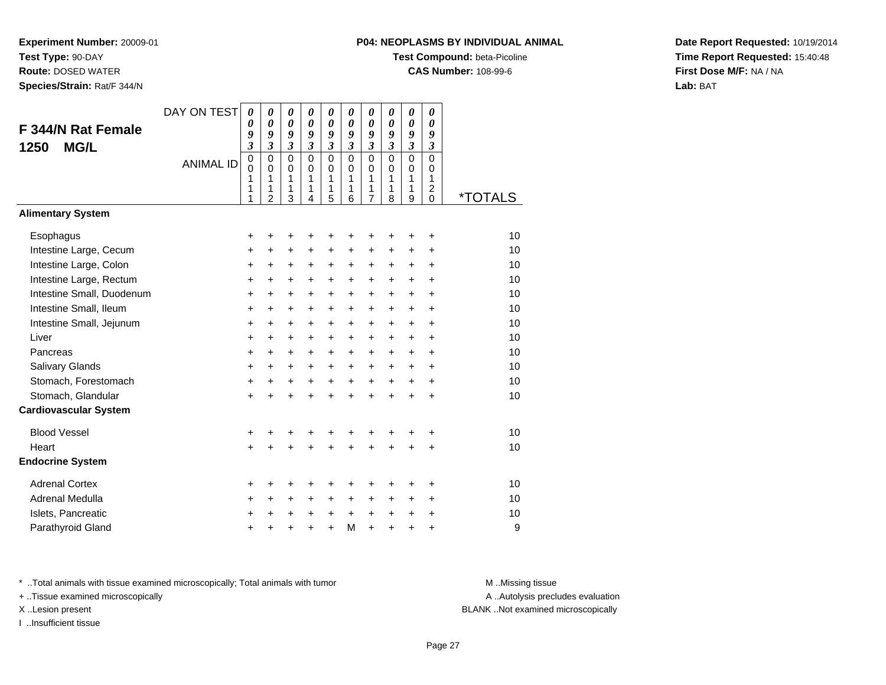**Experiment Number:** 20009-01
**Test Type:** 90-DAY
**Route:** DOSED WATER
**Species/Strain:** Rat/F 344/N

**P04: NEOPLASMS BY INDIVIDUAL ANIMAL**
**Test Compound:** beta-Picoline
**CAS Number:** 108-99-6

**Date Report Requested:** 10/19/2014
**Time Report Requested:** 15:40:48
**First Dose M/F:** NA / NA
**Lab:** BAT

## F 344/N Rat Female 1250 MG/L

| DAY ON TEST | 0093 | 0093 | 0093 | 0093 | 0093 | 0093 | 0093 | 0093 | 0093 | 0093 | |
|---|---|---|---|---|---|---|---|---|---|---|---|
| ANIMAL ID | 00111 | 00112 | 00113 | 00114 | 00115 | 00116 | 00117 | 00118 | 00119 | 00120 | *TOTALS |
| **Alimentary System** | | | | | | | | | | | |
| Esophagus | + | + | + | + | + | + | + | + | + | + | 10 |
| Intestine Large, Cecum | + | + | + | + | + | + | + | + | + | + | 10 |
| Intestine Large, Colon | + | + | + | + | + | + | + | + | + | + | 10 |
| Intestine Large, Rectum | + | + | + | + | + | + | + | + | + | + | 10 |
| Intestine Small, Duodenum | + | + | + | + | + | + | + | + | + | + | 10 |
| Intestine Small, Ileum | + | + | + | + | + | + | + | + | + | + | 10 |
| Intestine Small, Jejunum | + | + | + | + | + | + | + | + | + | + | 10 |
| Liver | + | + | + | + | + | + | + | + | + | + | 10 |
| Pancreas | + | + | + | + | + | + | + | + | + | + | 10 |
| Salivary Glands | + | + | + | + | + | + | + | + | + | + | 10 |
| Stomach, Forestomach | + | + | + | + | + | + | + | + | + | + | 10 |
| Stomach, Glandular | + | + | + | + | + | + | + | + | + | + | 10 |
| **Cardiovascular System** | | | | | | | | | | | |
| Blood Vessel | + | + | + | + | + | + | + | + | + | + | 10 |
| Heart | + | + | + | + | + | + | + | + | + | + | 10 |
| **Endocrine System** | | | | | | | | | | | |
| Adrenal Cortex | + | + | + | + | + | + | + | + | + | + | 10 |
| Adrenal Medulla | + | + | + | + | + | + | + | + | + | + | 10 |
| Islets, Pancreatic | + | + | + | + | + | + | + | + | + | + | 10 |
| Parathyroid Gland | + | + | + | + | + | M | + | + | + | + | 9 |

* ..Total animals with tissue examined microscopically; Total animals with tumor
+ ..Tissue examined microscopically
X ..Lesion present
I ..Insufficient tissue

M ..Missing tissue
A ..Autolysis precludes evaluation
BLANK ..Not examined microscopically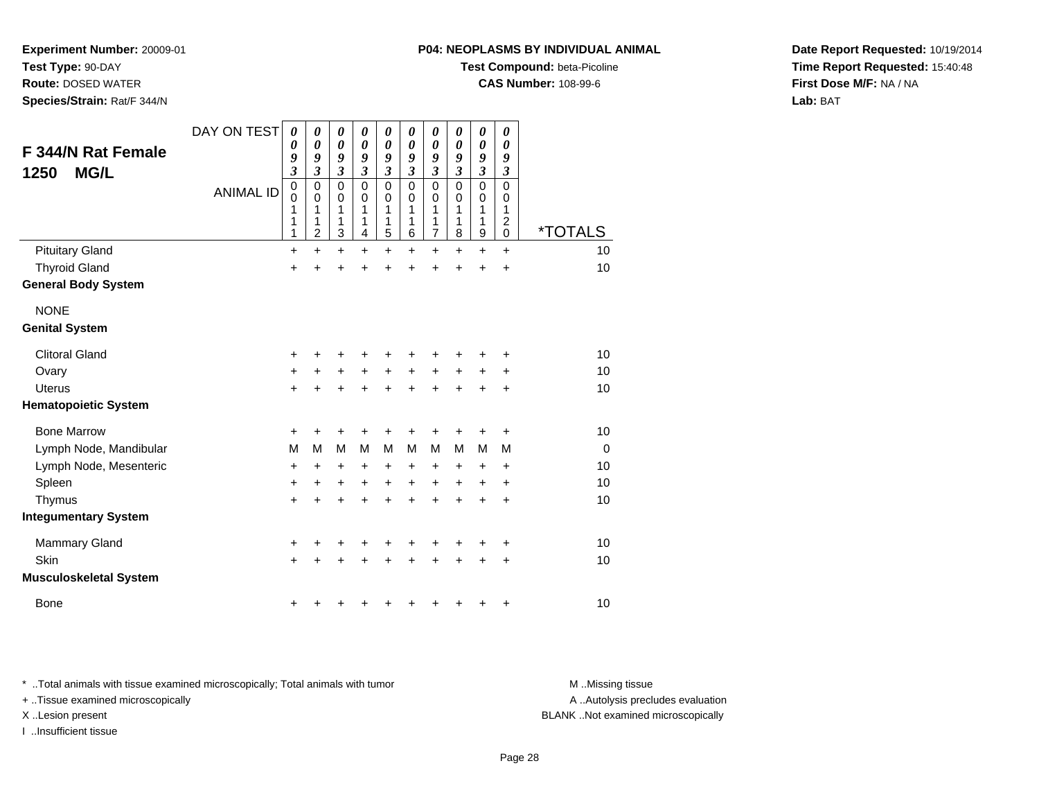**Experiment Number:** 20009-01
**Test Type:** 90-DAY
**Route:** DOSED WATER
**Species/Strain:** Rat/F 344/N

**P04: NEOPLASMS BY INDIVIDUAL ANIMAL**
**Test Compound:** beta-Picoline
**CAS Number:** 108-99-6

**Date Report Requested:** 10/19/2014
**Time Report Requested:** 15:40:48
**First Dose M/F:** NA / NA
**Lab:** BAT

## F 344/N Rat Female 1250 MG/L

| DAY ON TEST | 0093 | 0093 | 0093 | 0093 | 0093 | 0093 | 0093 | 0093 | 0093 | 0093 | |
|---|---|---|---|---|---|---|---|---|---|---|---|
| ANIMAL ID | 00111 | 00112 | 00113 | 00114 | 00115 | 00116 | 00117 | 00118 | 00119 | 00120 | *TOTALS |
| Pituitary Gland | + | + | + | + | + | + | + | + | + | + | 10 |
| Thyroid Gland | + | + | + | + | + | + | + | + | + | + | 10 |
| **General Body System** | | | | | | | | | | | |
| NONE | | | | | | | | | | | |
| **Genital System** | | | | | | | | | | | |
| Clitoral Gland | + | + | + | + | + | + | + | + | + | + | 10 |
| Ovary | + | + | + | + | + | + | + | + | + | + | 10 |
| Uterus | + | + | + | + | + | + | + | + | + | + | 10 |
| **Hematopoietic System** | | | | | | | | | | | |
| Bone Marrow | + | + | + | + | + | + | + | + | + | + | 10 |
| Lymph Node, Mandibular | M | M | M | M | M | M | M | M | M | M | 0 |
| Lymph Node, Mesenteric | + | + | + | + | + | + | + | + | + | + | 10 |
| Spleen | + | + | + | + | + | + | + | + | + | + | 10 |
| Thymus | + | + | + | + | + | + | + | + | + | + | 10 |
| **Integumentary System** | | | | | | | | | | | |
| Mammary Gland | + | + | + | + | + | + | + | + | + | + | 10 |
| Skin | + | + | + | + | + | + | + | + | + | + | 10 |
| **Musculoskeletal System** | | | | | | | | | | | |
| Bone | + | + | + | + | + | + | + | + | + | + | 10 |

* ..Total animals with tissue examined microscopically; Total animals with tumor
+ ..Tissue examined microscopically
X ..Lesion present
I ..Insufficient tissue

M ..Missing tissue
A ..Autolysis precludes evaluation
BLANK ..Not examined microscopically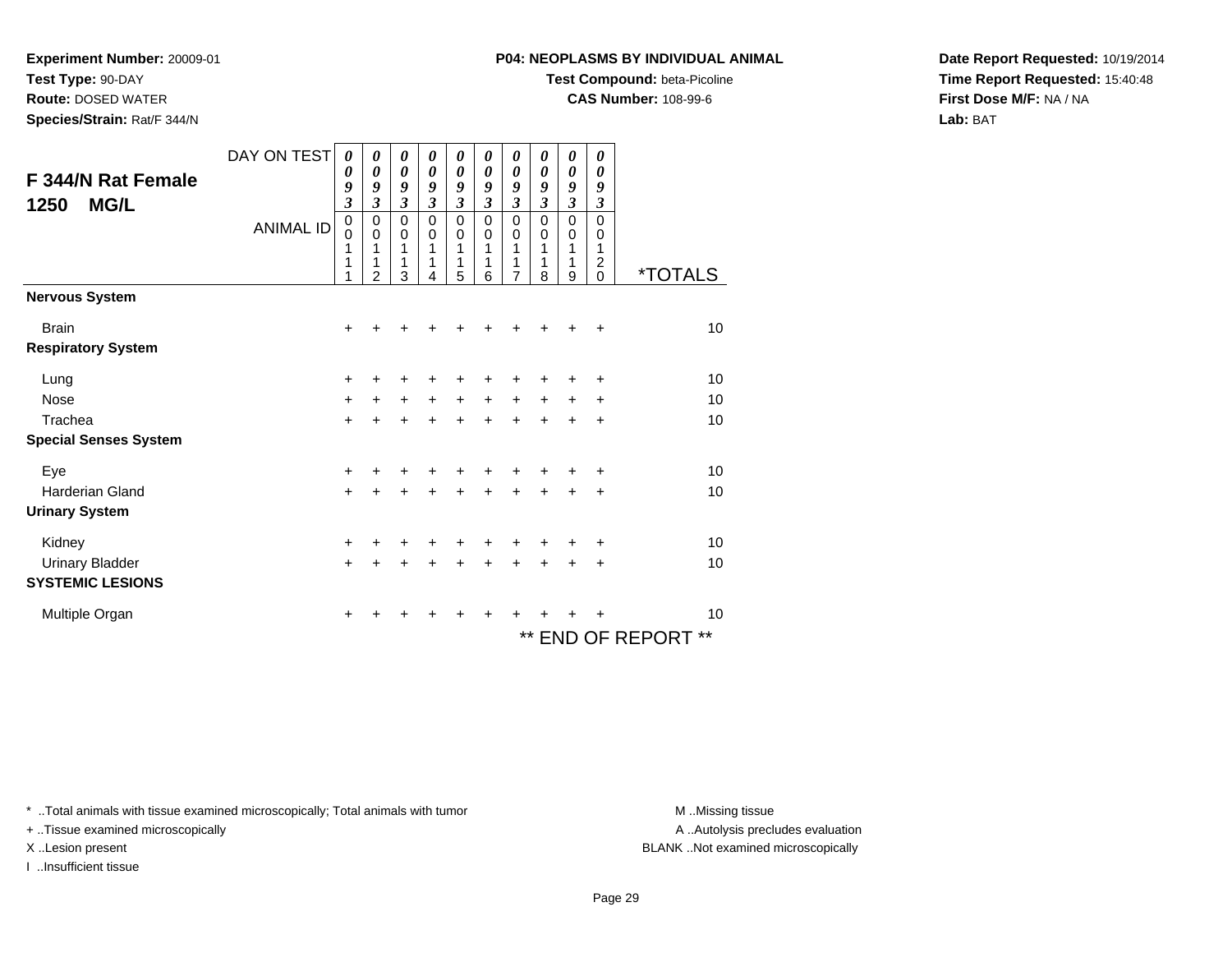**Experiment Number:** 20009-01
**Test Type:** 90-DAY
**Route:** DOSED WATER
**Species/Strain:** Rat/F 344/N

**P04: NEOPLASMS BY INDIVIDUAL ANIMAL**
**Test Compound:** beta-Picoline
**CAS Number:** 108-99-6

**Date Report Requested:** 10/19/2014
**Time Report Requested:** 15:40:48
**First Dose M/F:** NA / NA
**Lab:** BAT

## F 344/N Rat Female 1250 MG/L

| DAY ON TEST | 0093 | 0093 | 0093 | 0093 | 0093 | 0093 | 0093 | 0093 | 0093 | 0093 | |
|---|---|---|---|---|---|---|---|---|---|---|---|
| ANIMAL ID | 00111 | 00112 | 00113 | 00114 | 00115 | 00116 | 00117 | 00118 | 00119 | 00120 | *TOTALS |
| **Nervous System** | | | | | | | | | | | |
| Brain | + | + | + | + | + | + | + | + | + | + | 10 |
| **Respiratory System** | | | | | | | | | | | |
| Lung | + | + | + | + | + | + | + | + | + | + | 10 |
| Nose | + | + | + | + | + | + | + | + | + | + | 10 |
| Trachea | + | + | + | + | + | + | + | + | + | + | 10 |
| **Special Senses System** | | | | | | | | | | | |
| Eye | + | + | + | + | + | + | + | + | + | + | 10 |
| Harderian Gland | + | + | + | + | + | + | + | + | + | + | 10 |
| **Urinary System** | | | | | | | | | | | |
| Kidney | + | + | + | + | + | + | + | + | + | + | 10 |
| Urinary Bladder | + | + | + | + | + | + | + | + | + | + | 10 |
| **SYSTEMIC LESIONS** | | | | | | | | | | | |
| Multiple Organ | + | + | + | + | + | + | + | + | + | + | 10 |

** END OF REPORT **

* ..Total animals with tissue examined microscopically; Total animals with tumor
+ ..Tissue examined microscopically
X ..Lesion present
I ..Insufficient tissue

M ..Missing tissue
A ..Autolysis precludes evaluation
BLANK ..Not examined microscopically